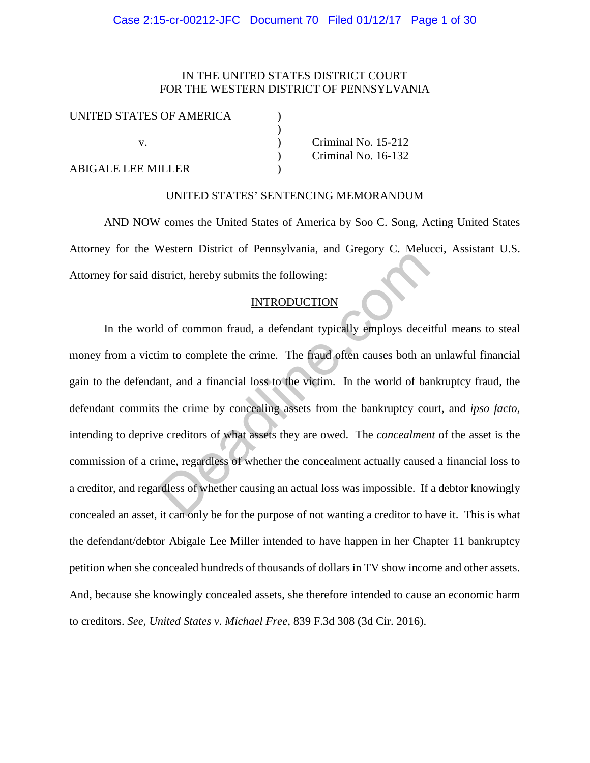IN THE UNITED STATES DISTRICT COURT
FOR THE WESTERN DISTRICT OF PENNSYLVANIA

| | | |
|---|---|---|
| UNITED STATES OF AMERICA | ) | |
| | ) | |
| v. | ) | Criminal No. 15-212 |
| | ) | Criminal No. 16-132 |
| ABIGALE LEE MILLER | ) | |

## UNITED STATES' SENTENCING MEMORANDUM

AND NOW comes the United States of America by Soo C. Song, Acting United States Attorney for the Western District of Pennsylvania, and Gregory C. Melucci, Assistant U.S. Attorney for said district, hereby submits the following:

## INTRODUCTION

In the world of common fraud, a defendant typically employs deceitful means to steal money from a victim to complete the crime. The fraud often causes both an unlawful financial gain to the defendant, and a financial loss to the victim. In the world of bankruptcy fraud, the defendant commits the crime by concealing assets from the bankruptcy court, and *ipso facto,* intending to deprive creditors of what assets they are owed. The *concealment* of the asset is the commission of a crime, regardless of whether the concealment actually caused a financial loss to a creditor, and regardless of whether causing an actual loss was impossible. If a debtor knowingly concealed an asset, it can only be for the purpose of not wanting a creditor to have it. This is what the defendant/debtor Abigale Lee Miller intended to have happen in her Chapter 11 bankruptcy petition when she concealed hundreds of thousands of dollars in TV show income and other assets. And, because she knowingly concealed assets, she therefore intended to cause an economic harm to creditors. *See, United States v. Michael Free*, 839 F.3d 308 (3d Cir. 2016).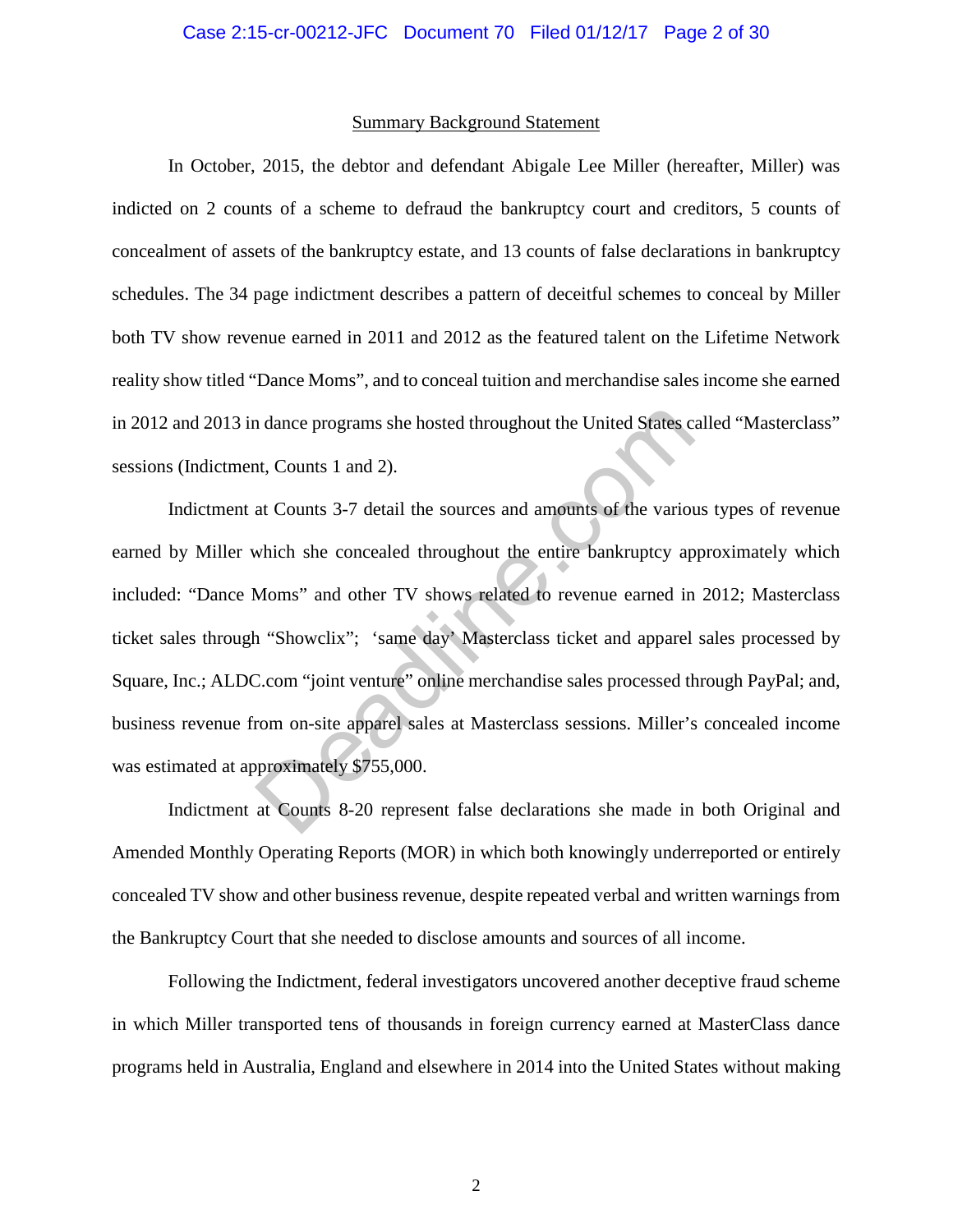## Summary Background Statement

In October, 2015, the debtor and defendant Abigale Lee Miller (hereafter, Miller) was indicted on 2 counts of a scheme to defraud the bankruptcy court and creditors, 5 counts of concealment of assets of the bankruptcy estate, and 13 counts of false declarations in bankruptcy schedules. The 34 page indictment describes a pattern of deceitful schemes to conceal by Miller both TV show revenue earned in 2011 and 2012 as the featured talent on the Lifetime Network reality show titled "Dance Moms", and to conceal tuition and merchandise sales income she earned in 2012 and 2013 in dance programs she hosted throughout the United States called "Masterclass" sessions (Indictment, Counts 1 and 2).

Indictment at Counts 3-7 detail the sources and amounts of the various types of revenue earned by Miller which she concealed throughout the entire bankruptcy approximately which included: "Dance Moms" and other TV shows related to revenue earned in 2012; Masterclass ticket sales through "Showclix"; 'same day' Masterclass ticket and apparel sales processed by Square, Inc.; ALDC.com "joint venture" online merchandise sales processed through PayPal; and, business revenue from on-site apparel sales at Masterclass sessions. Miller's concealed income was estimated at approximately $755,000.

Indictment at Counts 8-20 represent false declarations she made in both Original and Amended Monthly Operating Reports (MOR) in which both knowingly underreported or entirely concealed TV show and other business revenue, despite repeated verbal and written warnings from the Bankruptcy Court that she needed to disclose amounts and sources of all income.

Following the Indictment, federal investigators uncovered another deceptive fraud scheme in which Miller transported tens of thousands in foreign currency earned at MasterClass dance programs held in Australia, England and elsewhere in 2014 into the United States without making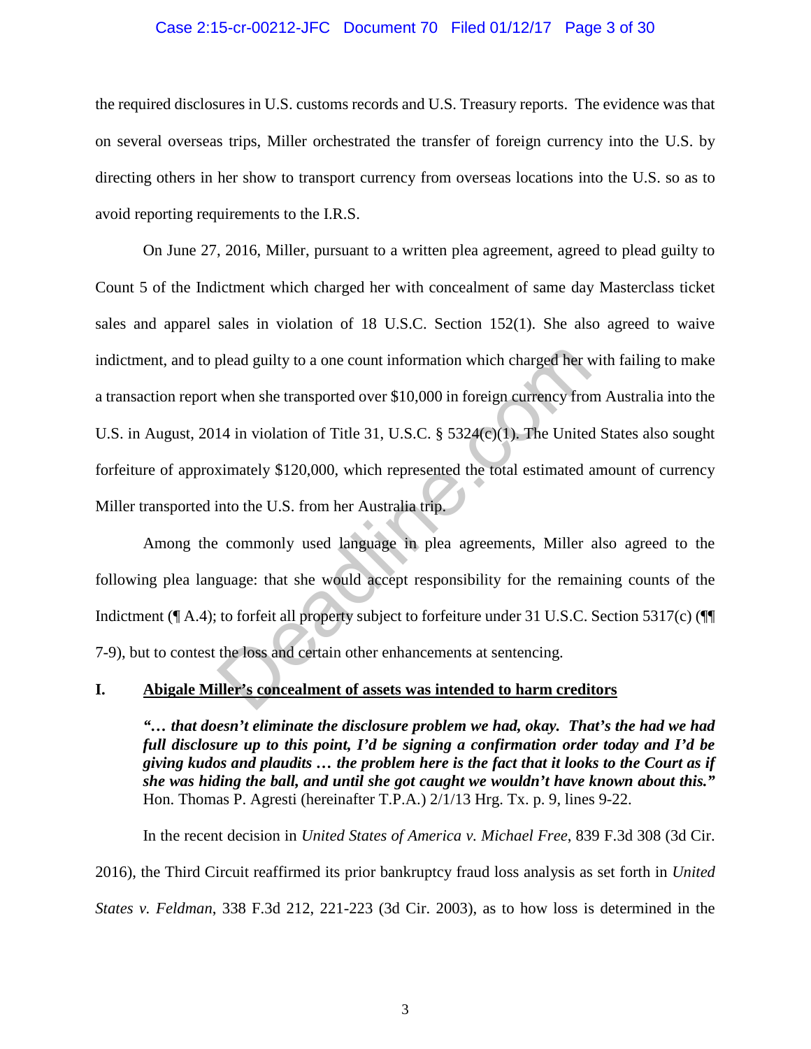the required disclosures in U.S. customs records and U.S. Treasury reports. The evidence was that on several overseas trips, Miller orchestrated the transfer of foreign currency into the U.S. by directing others in her show to transport currency from overseas locations into the U.S. so as to avoid reporting requirements to the I.R.S.

On June 27, 2016, Miller, pursuant to a written plea agreement, agreed to plead guilty to Count 5 of the Indictment which charged her with concealment of same day Masterclass ticket sales and apparel sales in violation of 18 U.S.C. Section 152(1). She also agreed to waive indictment, and to plead guilty to a one count information which charged her with failing to make a transaction report when she transported over $10,000 in foreign currency from Australia into the U.S. in August, 2014 in violation of Title 31, U.S.C. § 5324(c)(1). The United States also sought forfeiture of approximately $120,000, which represented the total estimated amount of currency Miller transported into the U.S. from her Australia trip.

Among the commonly used language in plea agreements, Miller also agreed to the following plea language: that she would accept responsibility for the remaining counts of the Indictment (¶ A.4); to forfeit all property subject to forfeiture under 31 U.S.C. Section 5317(c) (¶¶ 7-9), but to contest the loss and certain other enhancements at sentencing.

## I. Abigale Miller's concealment of assets was intended to harm creditors

> ***"… that doesn't eliminate the disclosure problem we had, okay. That's the had we had full disclosure up to this point, I'd be signing a confirmation order today and I'd be giving kudos and plaudits … the problem here is the fact that it looks to the Court as if she was hiding the ball, and until she got caught we wouldn't have known about this."*** Hon. Thomas P. Agresti (hereinafter T.P.A.) 2/1/13 Hrg. Tx. p. 9, lines 9-22.

In the recent decision in *United States of America v. Michael Free*, 839 F.3d 308 (3d Cir. 2016), the Third Circuit reaffirmed its prior bankruptcy fraud loss analysis as set forth in *United States v. Feldman*, 338 F.3d 212, 221-223 (3d Cir. 2003), as to how loss is determined in the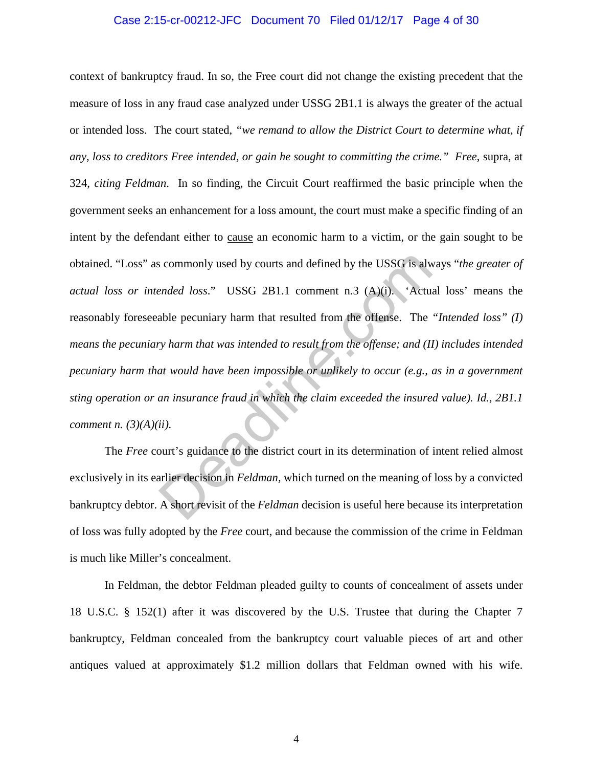context of bankruptcy fraud. In so, the Free court did not change the existing precedent that the measure of loss in any fraud case analyzed under USSG 2B1.1 is always the greater of the actual or intended loss. The court stated, *"we remand to allow the District Court to determine what, if any, loss to creditors Free intended, or gain he sought to committing the crime." Free*, supra, at 324, *citing Feldman.* In so finding, the Circuit Court reaffirmed the basic principle when the government seeks an enhancement for a loss amount, the court must make a specific finding of an intent by the defendant either to <u>cause</u> an economic harm to a victim, or the gain sought to be obtained. "Loss" as commonly used by courts and defined by the USSG is always "*the greater of actual loss or intended loss*." USSG 2B1.1 comment n.3 (A)(i). 'Actual loss' means the reasonably foreseeable pecuniary harm that resulted from the offense. The *"Intended loss" (I) means the pecuniary harm that was intended to result from the offense; and (II) includes intended pecuniary harm that would have been impossible or unlikely to occur (e.g., as in a government sting operation or an insurance fraud in which the claim exceeded the insured value). Id., 2B1.1 comment n. (3)(A)(ii).*

The *Free* court's guidance to the district court in its determination of intent relied almost exclusively in its earlier decision in *Feldman*, which turned on the meaning of loss by a convicted bankruptcy debtor. A short revisit of the *Feldman* decision is useful here because its interpretation of loss was fully adopted by the *Free* court, and because the commission of the crime in Feldman is much like Miller's concealment.

In Feldman, the debtor Feldman pleaded guilty to counts of concealment of assets under 18 U.S.C. § 152(1) after it was discovered by the U.S. Trustee that during the Chapter 7 bankruptcy, Feldman concealed from the bankruptcy court valuable pieces of art and other antiques valued at approximately $1.2 million dollars that Feldman owned with his wife.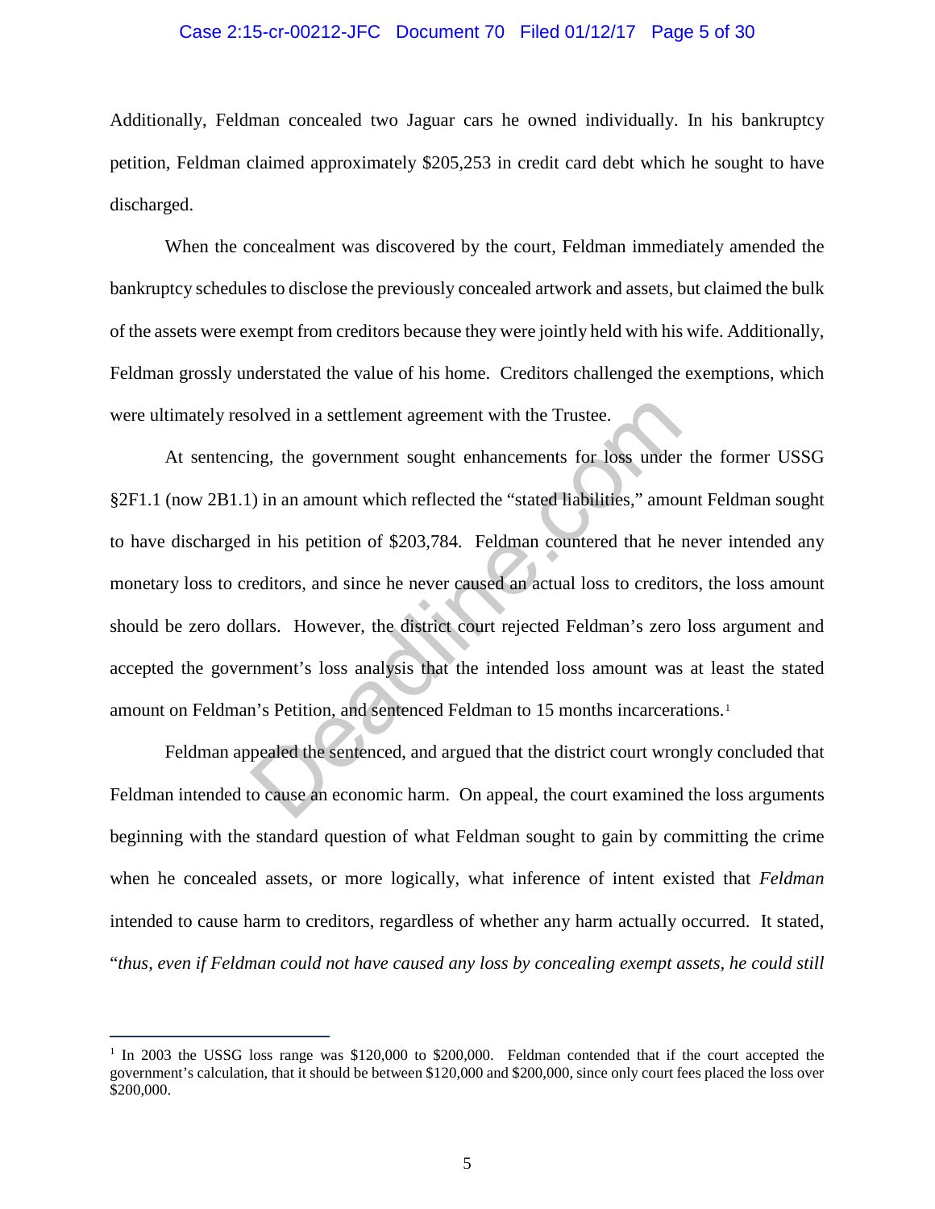Additionally, Feldman concealed two Jaguar cars he owned individually. In his bankruptcy petition, Feldman claimed approximately $205,253 in credit card debt which he sought to have discharged.

When the concealment was discovered by the court, Feldman immediately amended the bankruptcy schedules to disclose the previously concealed artwork and assets, but claimed the bulk of the assets were exempt from creditors because they were jointly held with his wife. Additionally, Feldman grossly understated the value of his home. Creditors challenged the exemptions, which were ultimately resolved in a settlement agreement with the Trustee.

At sentencing, the government sought enhancements for loss under the former USSG §2F1.1 (now 2B1.1) in an amount which reflected the "stated liabilities," amount Feldman sought to have discharged in his petition of $203,784. Feldman countered that he never intended any monetary loss to creditors, and since he never caused an actual loss to creditors, the loss amount should be zero dollars. However, the district court rejected Feldman's zero loss argument and accepted the government's loss analysis that the intended loss amount was at least the stated amount on Feldman's Petition, and sentenced Feldman to 15 months incarcerations.[1]

Feldman appealed the sentenced, and argued that the district court wrongly concluded that Feldman intended to cause an economic harm. On appeal, the court examined the loss arguments beginning with the standard question of what Feldman sought to gain by committing the crime when he concealed assets, or more logically, what inference of intent existed that *Feldman* intended to cause harm to creditors, regardless of whether any harm actually occurred. It stated, "*thus, even if Feldman could not have caused any loss by concealing exempt assets, he could still*

[1] In 2003 the USSG loss range was $120,000 to $200,000. Feldman contended that if the court accepted the government's calculation, that it should be between $120,000 and $200,000, since only court fees placed the loss over $200,000.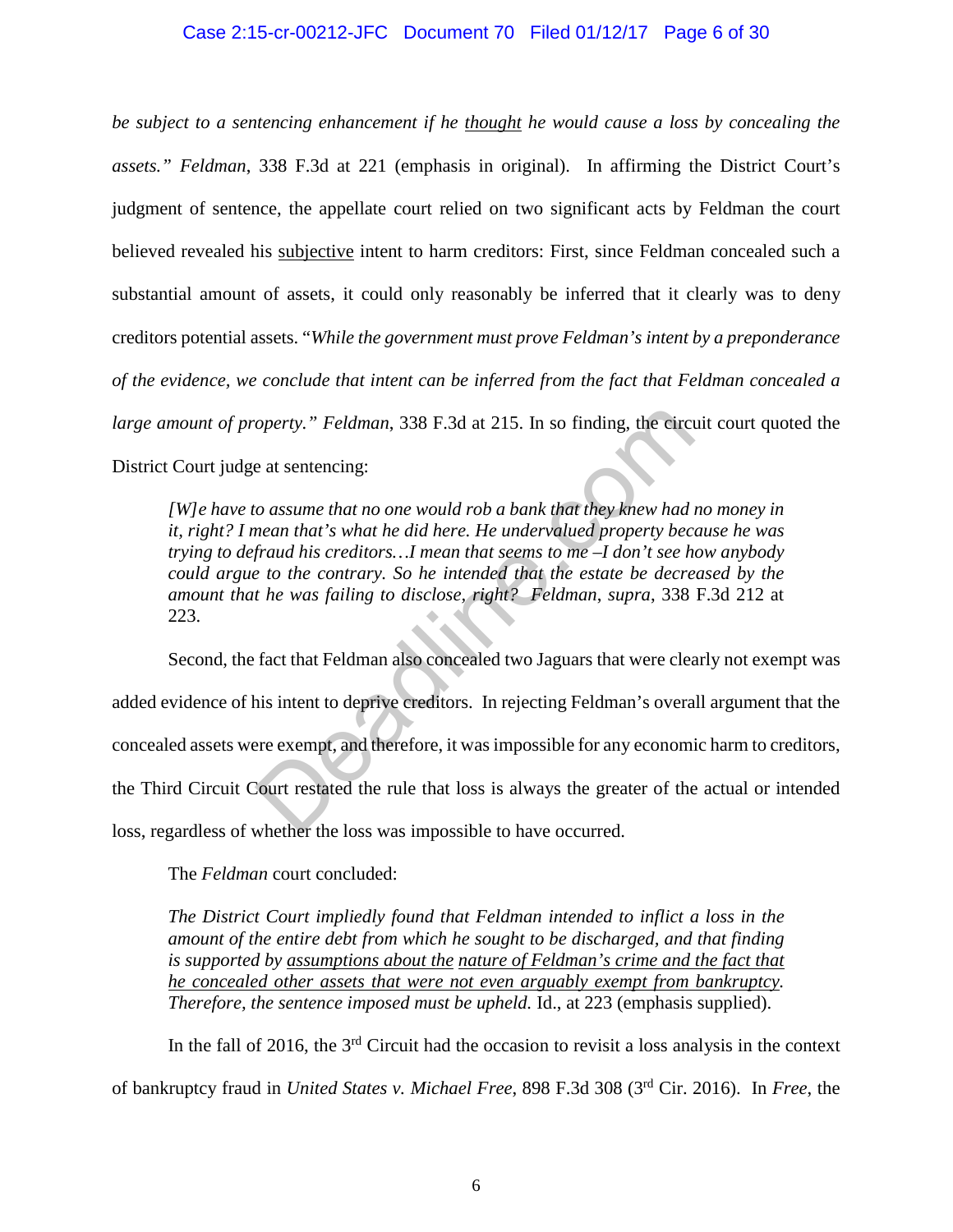*be subject to a sentencing enhancement if he <u>thought</u> he would cause a loss by concealing the assets." Feldman*, 338 F.3d at 221 (emphasis in original). In affirming the District Court's judgment of sentence, the appellate court relied on two significant acts by Feldman the court believed revealed his <u>subjective</u> intent to harm creditors: First, since Feldman concealed such a substantial amount of assets, it could only reasonably be inferred that it clearly was to deny creditors potential assets. "*While the government must prove Feldman's intent by a preponderance of the evidence, we conclude that intent can be inferred from the fact that Feldman concealed a large amount of property." Feldman*, 338 F.3d at 215. In so finding, the circuit court quoted the District Court judge at sentencing:

> *[W]e have to assume that no one would rob a bank that they knew had no money in it, right? I mean that's what he did here. He undervalued property because he was trying to defraud his creditors…I mean that seems to me –I don't see how anybody could argue to the contrary. So he intended that the estate be decreased by the amount that he was failing to disclose, right? Feldman*, *supra*, 338 F.3d 212 at 223.

Second, the fact that Feldman also concealed two Jaguars that were clearly not exempt was added evidence of his intent to deprive creditors. In rejecting Feldman's overall argument that the concealed assets were exempt, and therefore, it was impossible for any economic harm to creditors, the Third Circuit Court restated the rule that loss is always the greater of the actual or intended loss, regardless of whether the loss was impossible to have occurred.

The *Feldman* court concluded:

> *The District Court impliedly found that Feldman intended to inflict a loss in the amount of the entire debt from which he sought to be discharged, and that finding is supported by <u>assumptions about the</u> <u>nature of Feldman's crime and the fact that he concealed other assets that were not even arguably exempt from bankruptcy</u>. Therefore, the sentence imposed must be upheld.* Id., at 223 (emphasis supplied).

In the fall of 2016, the 3rd Circuit had the occasion to revisit a loss analysis in the context of bankruptcy fraud in *United States v. Michael Free*, 898 F.3d 308 (3rd Cir. 2016). In *Free*, the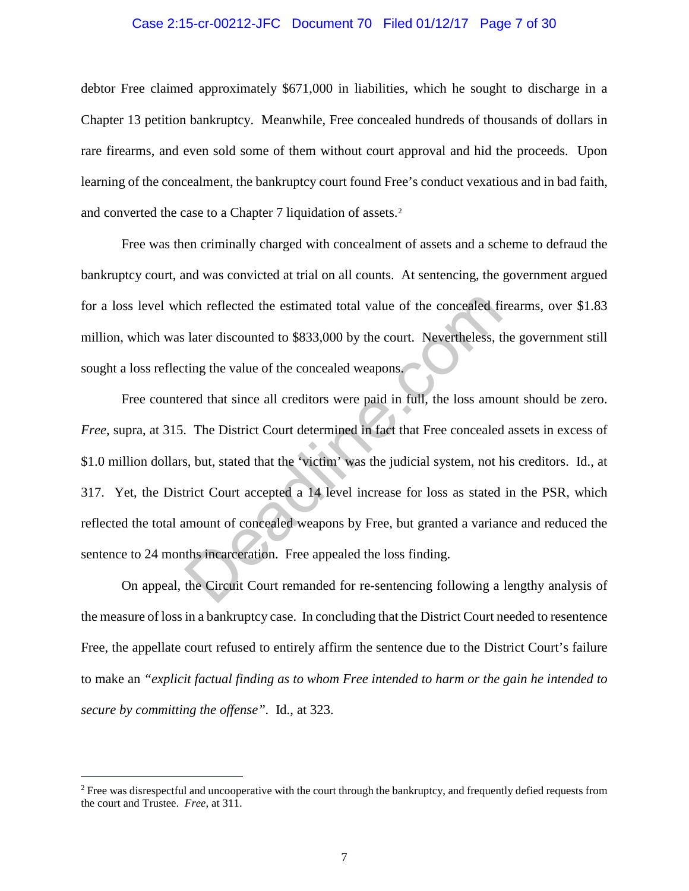debtor Free claimed approximately $671,000 in liabilities, which he sought to discharge in a Chapter 13 petition bankruptcy. Meanwhile, Free concealed hundreds of thousands of dollars in rare firearms, and even sold some of them without court approval and hid the proceeds. Upon learning of the concealment, the bankruptcy court found Free's conduct vexatious and in bad faith, and converted the case to a Chapter 7 liquidation of assets.[2]

Free was then criminally charged with concealment of assets and a scheme to defraud the bankruptcy court, and was convicted at trial on all counts. At sentencing, the government argued for a loss level which reflected the estimated total value of the concealed firearms, over $1.83 million, which was later discounted to $833,000 by the court. Nevertheless, the government still sought a loss reflecting the value of the concealed weapons.

Free countered that since all creditors were paid in full, the loss amount should be zero. *Free*, supra, at 315. The District Court determined in fact that Free concealed assets in excess of $1.0 million dollars, but, stated that the 'victim' was the judicial system, not his creditors. Id., at 317. Yet, the District Court accepted a 14 level increase for loss as stated in the PSR, which reflected the total amount of concealed weapons by Free, but granted a variance and reduced the sentence to 24 months incarceration. Free appealed the loss finding.

On appeal, the Circuit Court remanded for re-sentencing following a lengthy analysis of the measure of loss in a bankruptcy case. In concluding that the District Court needed to resentence Free, the appellate court refused to entirely affirm the sentence due to the District Court's failure to make an *"explicit factual finding as to whom Free intended to harm or the gain he intended to secure by committing the offense"*. Id., at 323.

---

[2] Free was disrespectful and uncooperative with the court through the bankruptcy, and frequently defied requests from the court and Trustee. *Free*, at 311.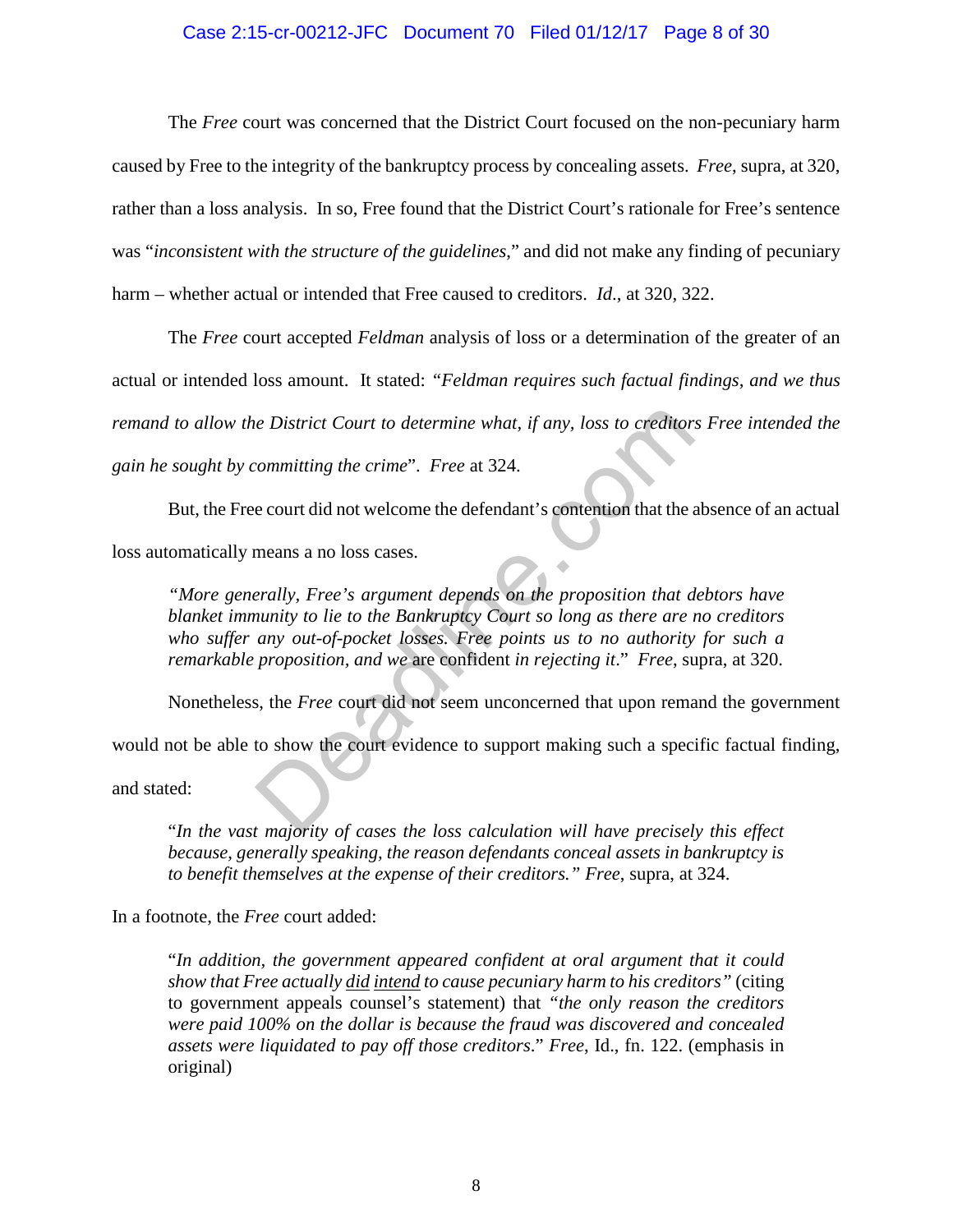The *Free* court was concerned that the District Court focused on the non-pecuniary harm caused by Free to the integrity of the bankruptcy process by concealing assets. *Free*, supra, at 320, rather than a loss analysis. In so, Free found that the District Court's rationale for Free's sentence was "*inconsistent with the structure of the guidelines*," and did not make any finding of pecuniary harm – whether actual or intended that Free caused to creditors. *Id*., at 320, 322.

The *Free* court accepted *Feldman* analysis of loss or a determination of the greater of an actual or intended loss amount. It stated: *"Feldman requires such factual findings, and we thus remand to allow the District Court to determine what, if any, loss to creditors Free intended the gain he sought by committing the crime*". *Free* at 324.

But, the Free court did not welcome the defendant's contention that the absence of an actual loss automatically means a no loss cases.

> *"More generally, Free's argument depends on the proposition that debtors have blanket immunity to lie to the Bankruptcy Court so long as there are no creditors who suffer any out-of-pocket losses. Free points us to no authority for such a remarkable proposition, and we* are confident *in rejecting it*." *Free*, supra, at 320.

Nonetheless, the *Free* court did not seem unconcerned that upon remand the government would not be able to show the court evidence to support making such a specific factual finding, and stated:

> "*In the vast majority of cases the loss calculation will have precisely this effect because, generally speaking, the reason defendants conceal assets in bankruptcy is to benefit themselves at the expense of their creditors." Free*, supra, at 324.

In a footnote, the *Free* court added:

> "*In addition, the government appeared confident at oral argument that it could show that Free actually <u>did</u> <u>intend</u> to cause pecuniary harm to his creditors"* (citing to government appeals counsel's statement) that *"the only reason the creditors were paid 100% on the dollar is because the fraud was discovered and concealed assets were liquidated to pay off those creditors*." *Free*, Id., fn. 122. (emphasis in original)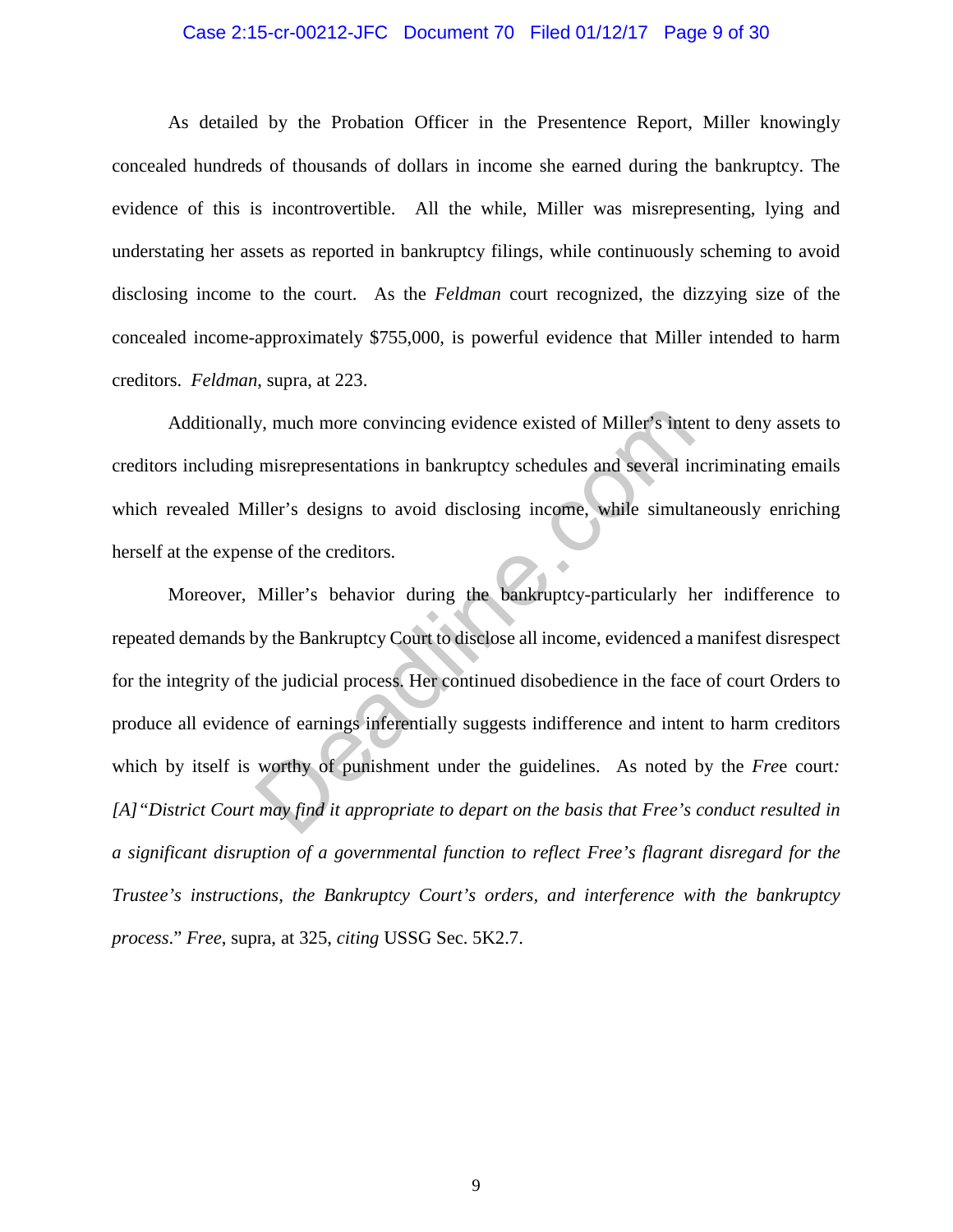As detailed by the Probation Officer in the Presentence Report, Miller knowingly concealed hundreds of thousands of dollars in income she earned during the bankruptcy. The evidence of this is incontrovertible. All the while, Miller was misrepresenting, lying and understating her assets as reported in bankruptcy filings, while continuously scheming to avoid disclosing income to the court. As the *Feldman* court recognized, the dizzying size of the concealed income-approximately $755,000, is powerful evidence that Miller intended to harm creditors. *Feldman*, supra, at 223.

Additionally, much more convincing evidence existed of Miller's intent to deny assets to creditors including misrepresentations in bankruptcy schedules and several incriminating emails which revealed Miller's designs to avoid disclosing income, while simultaneously enriching herself at the expense of the creditors.

Moreover, Miller's behavior during the bankruptcy-particularly her indifference to repeated demands by the Bankruptcy Court to disclose all income, evidenced a manifest disrespect for the integrity of the judicial process. Her continued disobedience in the face of court Orders to produce all evidence of earnings inferentially suggests indifference and intent to harm creditors which by itself is worthy of punishment under the guidelines. As noted by the *Free* court*: [A]"District Court may find it appropriate to depart on the basis that Free's conduct resulted in a significant disruption of a governmental function to reflect Free's flagrant disregard for the Trustee's instructions, the Bankruptcy Court's orders, and interference with the bankruptcy process.*" *Free*, supra, at 325, *citing* USSG Sec. 5K2.7.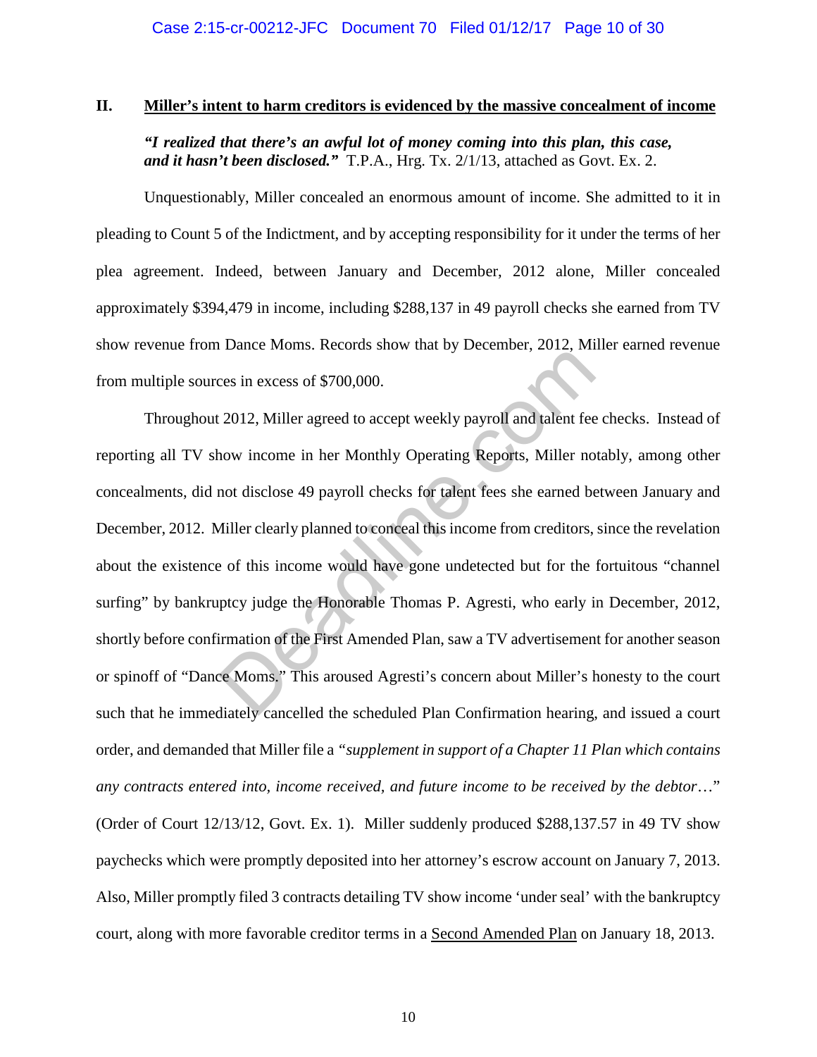## II. Miller's intent to harm creditors is evidenced by the massive concealment of income

***"I realized that there's an awful lot of money coming into this plan, this case, and it hasn't been disclosed."*** T.P.A., Hrg. Tx. 2/1/13, attached as Govt. Ex. 2.

Unquestionably, Miller concealed an enormous amount of income. She admitted to it in pleading to Count 5 of the Indictment, and by accepting responsibility for it under the terms of her plea agreement. Indeed, between January and December, 2012 alone, Miller concealed approximately $394,479 in income, including $288,137 in 49 payroll checks she earned from TV show revenue from Dance Moms. Records show that by December, 2012, Miller earned revenue from multiple sources in excess of $700,000.

Throughout 2012, Miller agreed to accept weekly payroll and talent fee checks. Instead of reporting all TV show income in her Monthly Operating Reports, Miller notably, among other concealments, did not disclose 49 payroll checks for talent fees she earned between January and December, 2012. Miller clearly planned to conceal this income from creditors, since the revelation about the existence of this income would have gone undetected but for the fortuitous "channel surfing" by bankruptcy judge the Honorable Thomas P. Agresti, who early in December, 2012, shortly before confirmation of the First Amended Plan, saw a TV advertisement for another season or spinoff of "Dance Moms." This aroused Agresti's concern about Miller's honesty to the court such that he immediately cancelled the scheduled Plan Confirmation hearing, and issued a court order, and demanded that Miller file a *"supplement in support of a Chapter 11 Plan which contains any contracts entered into, income received, and future income to be received by the debtor…"* (Order of Court 12/13/12, Govt. Ex. 1). Miller suddenly produced $288,137.57 in 49 TV show paychecks which were promptly deposited into her attorney's escrow account on January 7, 2013. Also, Miller promptly filed 3 contracts detailing TV show income 'under seal' with the bankruptcy court, along with more favorable creditor terms in a <u>Second Amended Plan</u> on January 18, 2013.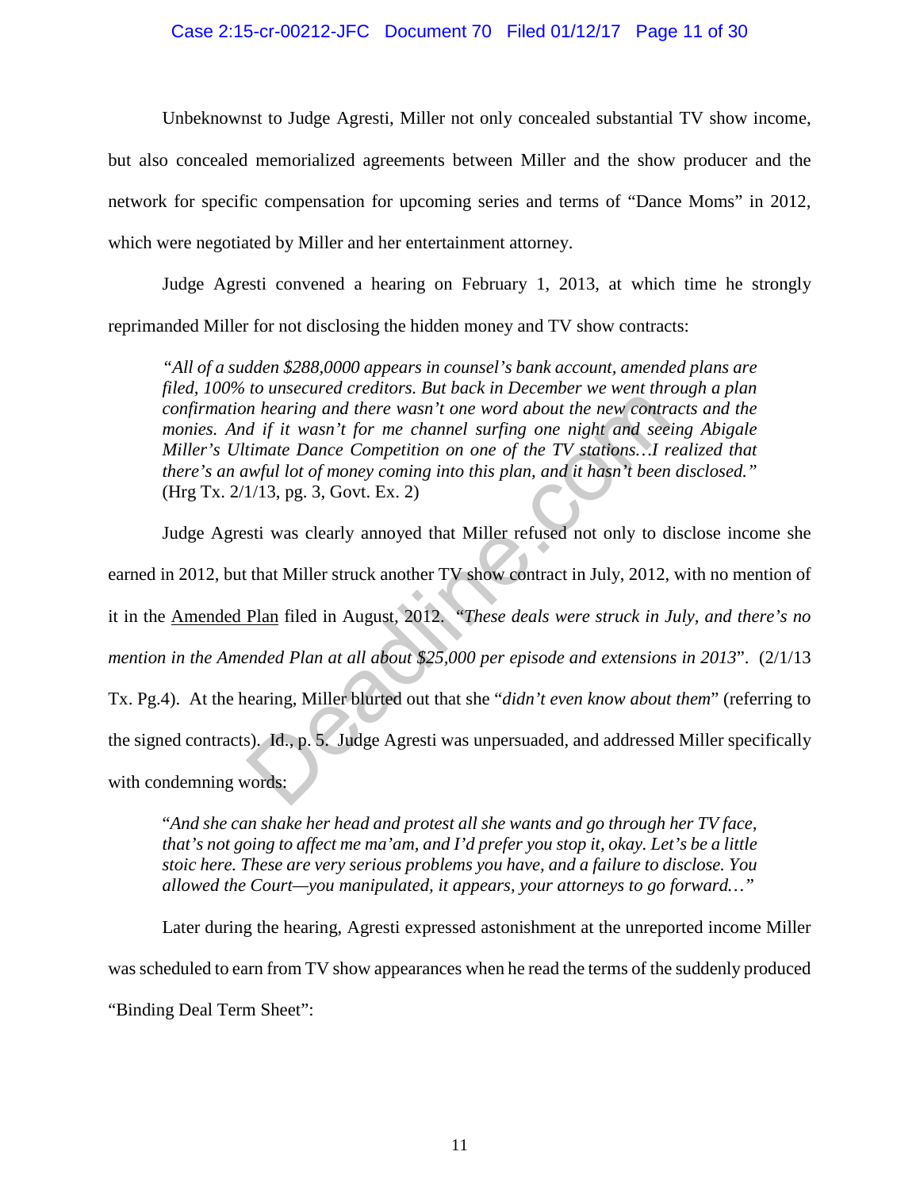Unbeknownst to Judge Agresti, Miller not only concealed substantial TV show income, but also concealed memorialized agreements between Miller and the show producer and the network for specific compensation for upcoming series and terms of "Dance Moms" in 2012, which were negotiated by Miller and her entertainment attorney.

Judge Agresti convened a hearing on February 1, 2013, at which time he strongly reprimanded Miller for not disclosing the hidden money and TV show contracts:

> *"All of a sudden $288,0000 appears in counsel's bank account, amended plans are filed, 100% to unsecured creditors. But back in December we went through a plan confirmation hearing and there wasn't one word about the new contracts and the monies. And if it wasn't for me channel surfing one night and seeing Abigale Miller's Ultimate Dance Competition on one of the TV stations…I realized that there's an awful lot of money coming into this plan, and it hasn't been disclosed."* (Hrg Tx. 2/1/13, pg. 3, Govt. Ex. 2)

Judge Agresti was clearly annoyed that Miller refused not only to disclose income she earned in 2012, but that Miller struck another TV show contract in July, 2012, with no mention of it in the <u>Amended Plan</u> filed in August, 2012. *"These deals were struck in July, and there's no mention in the Amended Plan at all about $25,000 per episode and extensions in 2013*". (2/1/13 Tx. Pg.4). At the hearing, Miller blurted out that she "*didn't even know about them*" (referring to the signed contracts). Id., p. 5. Judge Agresti was unpersuaded, and addressed Miller specifically with condemning words:

> "*And she can shake her head and protest all she wants and go through her TV face, that's not going to affect me ma'am, and I'd prefer you stop it, okay. Let's be a little stoic here. These are very serious problems you have, and a failure to disclose. You allowed the Court—you manipulated, it appears, your attorneys to go forward…"*

Later during the hearing, Agresti expressed astonishment at the unreported income Miller was scheduled to earn from TV show appearances when he read the terms of the suddenly produced "Binding Deal Term Sheet":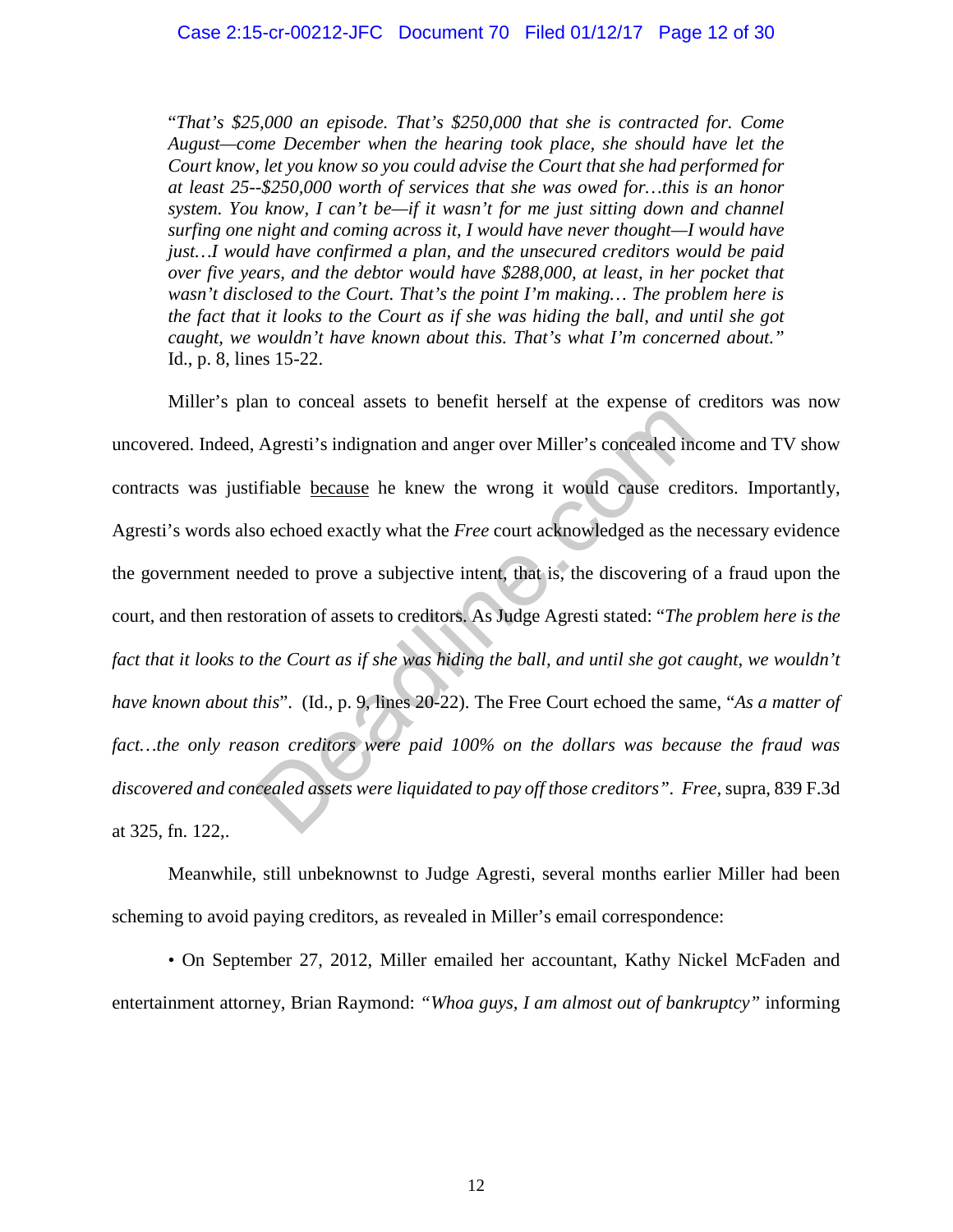"*That's $25,000 an episode. That's $250,000 that she is contracted for. Come August—come December when the hearing took place, she should have let the Court know, let you know so you could advise the Court that she had performed for at least 25--$250,000 worth of services that she was owed for…this is an honor system. You know, I can't be—if it wasn't for me just sitting down and channel surfing one night and coming across it, I would have never thought—I would have just…I would have confirmed a plan, and the unsecured creditors would be paid over five years, and the debtor would have $288,000, at least, in her pocket that wasn't disclosed to the Court. That's the point I'm making… The problem here is the fact that it looks to the Court as if she was hiding the ball, and until she got caught, we wouldn't have known about this. That's what I'm concerned about.*" Id., p. 8, lines 15-22.

Miller's plan to conceal assets to benefit herself at the expense of creditors was now uncovered. Indeed, Agresti's indignation and anger over Miller's concealed income and TV show contracts was justifiable <u>because</u> he knew the wrong it would cause creditors. Importantly, Agresti's words also echoed exactly what the *Free* court acknowledged as the necessary evidence the government needed to prove a subjective intent, that is, the discovering of a fraud upon the court, and then restoration of assets to creditors. As Judge Agresti stated: "*The problem here is the fact that it looks to the Court as if she was hiding the ball, and until she got caught, we wouldn't have known about this*". (Id., p. 9, lines 20-22). The Free Court echoed the same, "*As a matter of fact…the only reason creditors were paid 100% on the dollars was because the fraud was discovered and concealed assets were liquidated to pay off those creditors*". *Free*, supra, 839 F.3d at 325, fn. 122,.

Meanwhile, still unbeknownst to Judge Agresti, several months earlier Miller had been scheming to avoid paying creditors, as revealed in Miller's email correspondence:

• On September 27, 2012, Miller emailed her accountant, Kathy Nickel McFaden and entertainment attorney, Brian Raymond: *"Whoa guys, I am almost out of bankruptcy"* informing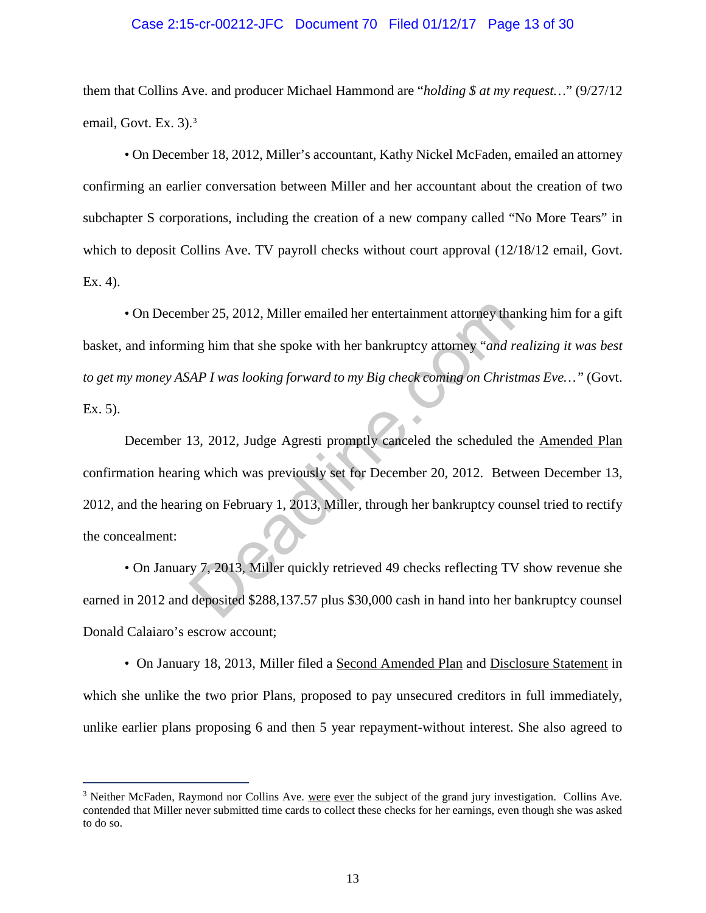them that Collins Ave. and producer Michael Hammond are "*holding $ at my request…*" (9/27/12 email, Govt. Ex. 3).[3]

• On December 18, 2012, Miller's accountant, Kathy Nickel McFaden, emailed an attorney confirming an earlier conversation between Miller and her accountant about the creation of two subchapter S corporations, including the creation of a new company called "No More Tears" in which to deposit Collins Ave. TV payroll checks without court approval (12/18/12 email, Govt. Ex. 4).

• On December 25, 2012, Miller emailed her entertainment attorney thanking him for a gift basket, and informing him that she spoke with her bankruptcy attorney "*and realizing it was best to get my money ASAP I was looking forward to my Big check coming on Christmas Eve…*" (Govt. Ex. 5).

December 13, 2012, Judge Agresti promptly canceled the scheduled the <u>Amended Plan</u> confirmation hearing which was previously set for December 20, 2012. Between December 13, 2012, and the hearing on February 1, 2013, Miller, through her bankruptcy counsel tried to rectify the concealment:

• On January 7, 2013, Miller quickly retrieved 49 checks reflecting TV show revenue she earned in 2012 and deposited $288,137.57 plus $30,000 cash in hand into her bankruptcy counsel Donald Calaiaro's escrow account;

• On January 18, 2013, Miller filed a <u>Second Amended Plan</u> and <u>Disclosure Statement</u> in which she unlike the two prior Plans, proposed to pay unsecured creditors in full immediately, unlike earlier plans proposing 6 and then 5 year repayment-without interest. She also agreed to

---

[3] Neither McFaden, Raymond nor Collins Ave. <u>were</u> <u>ever</u> the subject of the grand jury investigation. Collins Ave. contended that Miller never submitted time cards to collect these checks for her earnings, even though she was asked to do so.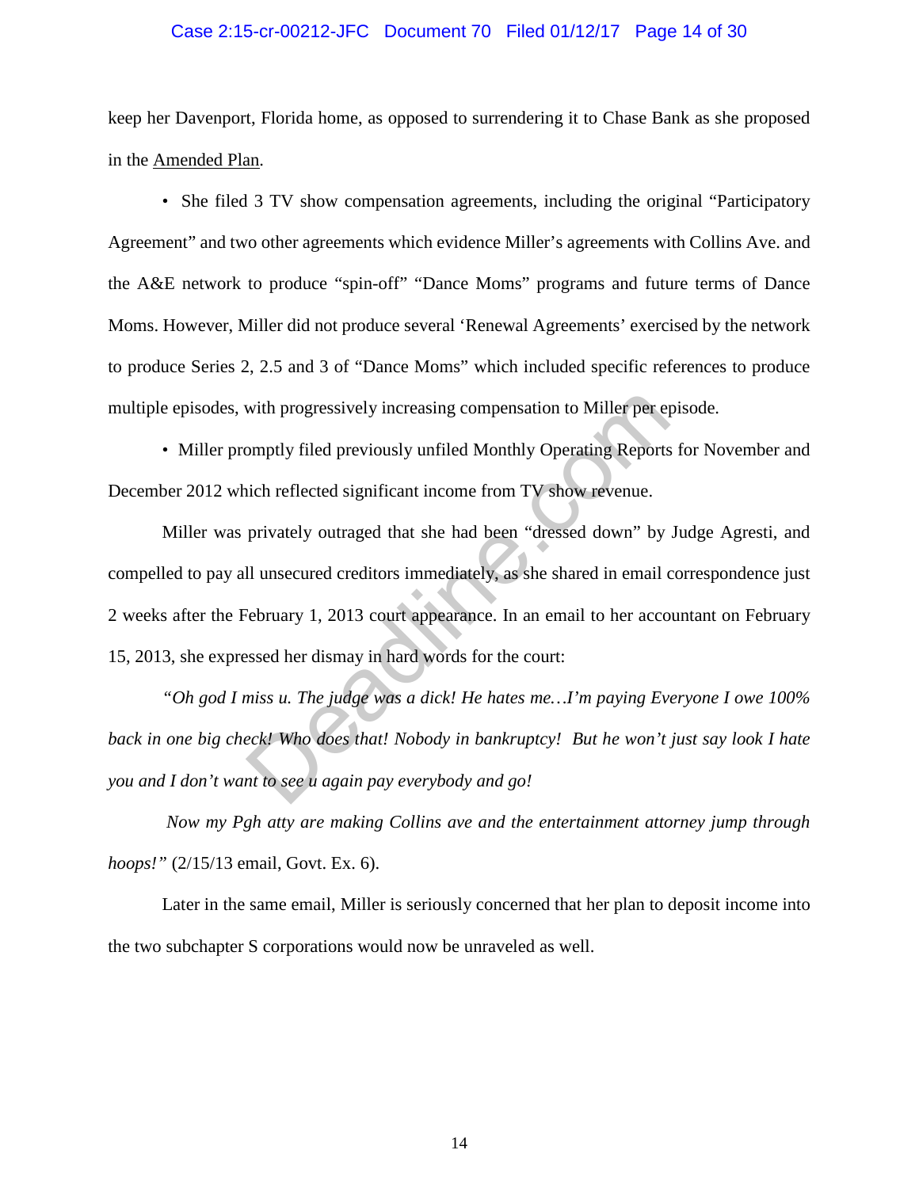keep her Davenport, Florida home, as opposed to surrendering it to Chase Bank as she proposed in the Amended Plan.

- She filed 3 TV show compensation agreements, including the original "Participatory Agreement" and two other agreements which evidence Miller's agreements with Collins Ave. and the A&E network to produce "spin-off" "Dance Moms" programs and future terms of Dance Moms. However, Miller did not produce several 'Renewal Agreements' exercised by the network to produce Series 2, 2.5 and 3 of "Dance Moms" which included specific references to produce multiple episodes, with progressively increasing compensation to Miller per episode.
- Miller promptly filed previously unfiled Monthly Operating Reports for November and December 2012 which reflected significant income from TV show revenue.

Miller was privately outraged that she had been "dressed down" by Judge Agresti, and compelled to pay all unsecured creditors immediately, as she shared in email correspondence just 2 weeks after the February 1, 2013 court appearance. In an email to her accountant on February 15, 2013, she expressed her dismay in hard words for the court:

*"Oh god I miss u. The judge was a dick! He hates me…I'm paying Everyone I owe 100% back in one big check! Who does that! Nobody in bankruptcy! But he won't just say look I hate you and I don't want to see u again pay everybody and go!*

*Now my Pgh atty are making Collins ave and the entertainment attorney jump through hoops!"* (2/15/13 email, Govt. Ex. 6).

Later in the same email, Miller is seriously concerned that her plan to deposit income into the two subchapter S corporations would now be unraveled as well.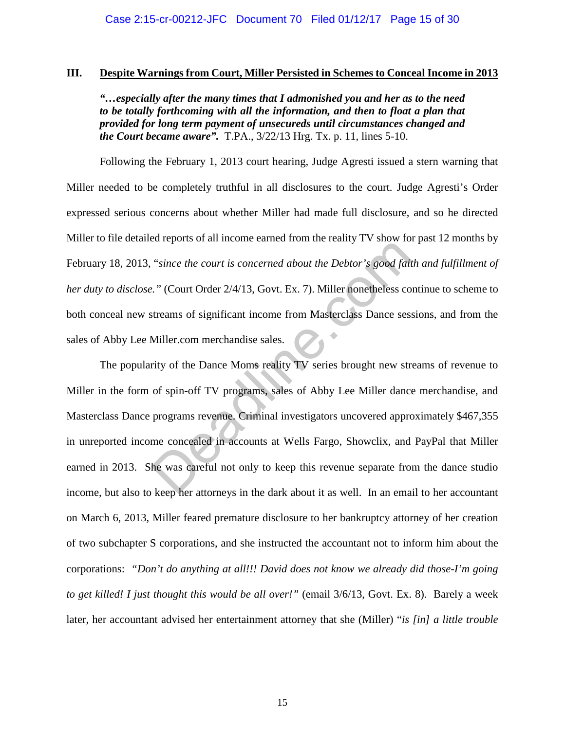## III. Despite Warnings from Court, Miller Persisted in Schemes to Conceal Income in 2013

> ***"…especially after the many times that I admonished you and her as to the need to be totally forthcoming with all the information, and then to float a plan that provided for long term payment of unsecureds until circumstances changed and the Court became aware".*** T.PA., 3/22/13 Hrg. Tx. p. 11, lines 5-10.

Following the February 1, 2013 court hearing, Judge Agresti issued a stern warning that Miller needed to be completely truthful in all disclosures to the court. Judge Agresti's Order expressed serious concerns about whether Miller had made full disclosure, and so he directed Miller to file detailed reports of all income earned from the reality TV show for past 12 months by February 18, 2013, *"since the court is concerned about the Debtor's good faith and fulfillment of her duty to disclose."* (Court Order 2/4/13, Govt. Ex. 7). Miller nonetheless continue to scheme to both conceal new streams of significant income from Masterclass Dance sessions, and from the sales of Abby Lee Miller.com merchandise sales.

The popularity of the Dance Moms reality TV series brought new streams of revenue to Miller in the form of spin-off TV programs, sales of Abby Lee Miller dance merchandise, and Masterclass Dance programs revenue. Criminal investigators uncovered approximately $467,355 in unreported income concealed in accounts at Wells Fargo, Showclix, and PayPal that Miller earned in 2013. She was careful not only to keep this revenue separate from the dance studio income, but also to keep her attorneys in the dark about it as well. In an email to her accountant on March 6, 2013, Miller feared premature disclosure to her bankruptcy attorney of her creation of two subchapter S corporations, and she instructed the accountant not to inform him about the corporations: *"Don't do anything at all!!! David does not know we already did those-I'm going to get killed! I just thought this would be all over!"* (email 3/6/13, Govt. Ex. 8). Barely a week later, her accountant advised her entertainment attorney that she (Miller) "*is [in] a little trouble*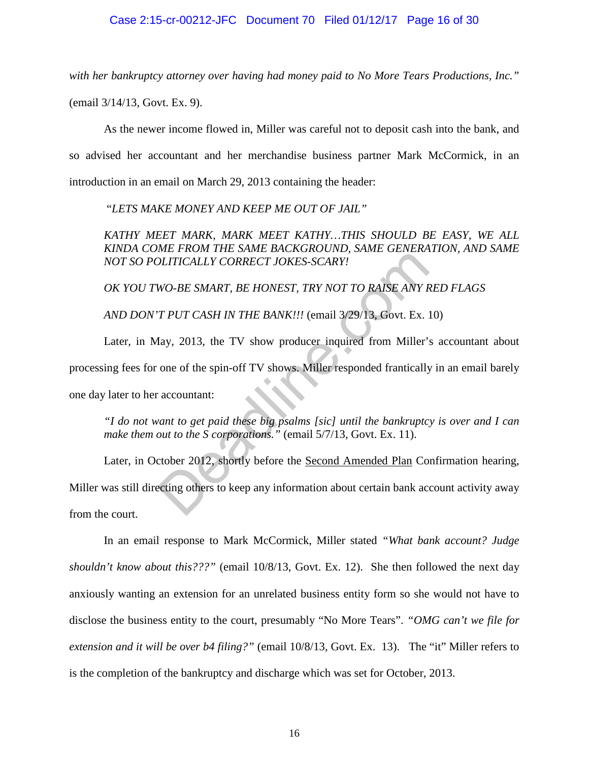*with her bankruptcy attorney over having had money paid to No More Tears Productions, Inc."* (email 3/14/13, Govt. Ex. 9).

As the newer income flowed in, Miller was careful not to deposit cash into the bank, and so advised her accountant and her merchandise business partner Mark McCormick, in an introduction in an email on March 29, 2013 containing the header:

> *"LETS MAKE MONEY AND KEEP ME OUT OF JAIL"*
>
> *KATHY MEET MARK, MARK MEET KATHY…THIS SHOULD BE EASY, WE ALL KINDA COME FROM THE SAME BACKGROUND, SAME GENERATION, AND SAME NOT SO POLITICALLY CORRECT JOKES-SCARY!*
>
> *OK YOU TWO-BE SMART, BE HONEST, TRY NOT TO RAISE ANY RED FLAGS*
>
> *AND DON'T PUT CASH IN THE BANK!!!* (email 3/29/13, Govt. Ex. 10)

Later, in May, 2013, the TV show producer inquired from Miller's accountant about processing fees for one of the spin-off TV shows. Miller responded frantically in an email barely one day later to her accountant:

> *"I do not want to get paid these big psalms [sic] until the bankruptcy is over and I can make them out to the S corporations."* (email 5/7/13, Govt. Ex. 11).

Later, in October 2012, shortly before the <u>Second Amended Plan</u> Confirmation hearing, Miller was still directing others to keep any information about certain bank account activity away from the court.

In an email response to Mark McCormick, Miller stated *"What bank account? Judge shouldn't know about this???"* (email 10/8/13, Govt. Ex. 12). She then followed the next day anxiously wanting an extension for an unrelated business entity form so she would not have to disclose the business entity to the court, presumably "No More Tears". *"OMG can't we file for extension and it will be over b4 filing?"* (email 10/8/13, Govt. Ex. 13). The "it" Miller refers to is the completion of the bankruptcy and discharge which was set for October, 2013.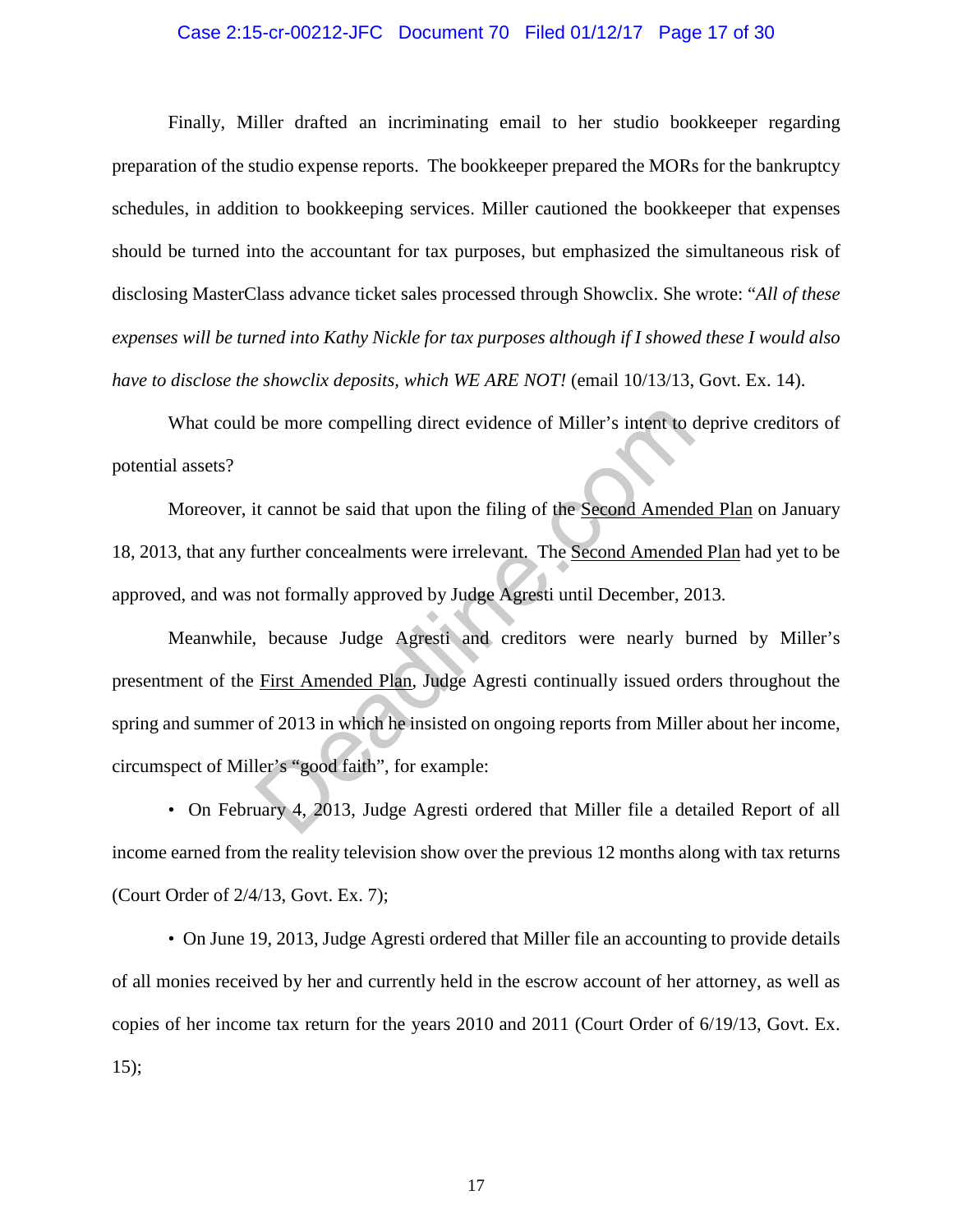Finally, Miller drafted an incriminating email to her studio bookkeeper regarding preparation of the studio expense reports. The bookkeeper prepared the MORs for the bankruptcy schedules, in addition to bookkeeping services. Miller cautioned the bookkeeper that expenses should be turned into the accountant for tax purposes, but emphasized the simultaneous risk of disclosing MasterClass advance ticket sales processed through Showclix. She wrote: "*All of these expenses will be turned into Kathy Nickle for tax purposes although if I showed these I would also have to disclose the showclix deposits, which WE ARE NOT!* (email 10/13/13, Govt. Ex. 14).

What could be more compelling direct evidence of Miller's intent to deprive creditors of potential assets?

Moreover, it cannot be said that upon the filing of the <u>Second Amended Plan</u> on January 18, 2013, that any further concealments were irrelevant. The <u>Second Amended Plan</u> had yet to be approved, and was not formally approved by Judge Agresti until December, 2013.

Meanwhile, because Judge Agresti and creditors were nearly burned by Miller's presentment of the <u>First Amended Plan</u>, Judge Agresti continually issued orders throughout the spring and summer of 2013 in which he insisted on ongoing reports from Miller about her income, circumspect of Miller's "good faith", for example:

- On February 4, 2013, Judge Agresti ordered that Miller file a detailed Report of all income earned from the reality television show over the previous 12 months along with tax returns (Court Order of 2/4/13, Govt. Ex. 7);

- On June 19, 2013, Judge Agresti ordered that Miller file an accounting to provide details of all monies received by her and currently held in the escrow account of her attorney, as well as copies of her income tax return for the years 2010 and 2011 (Court Order of 6/19/13, Govt. Ex. 15);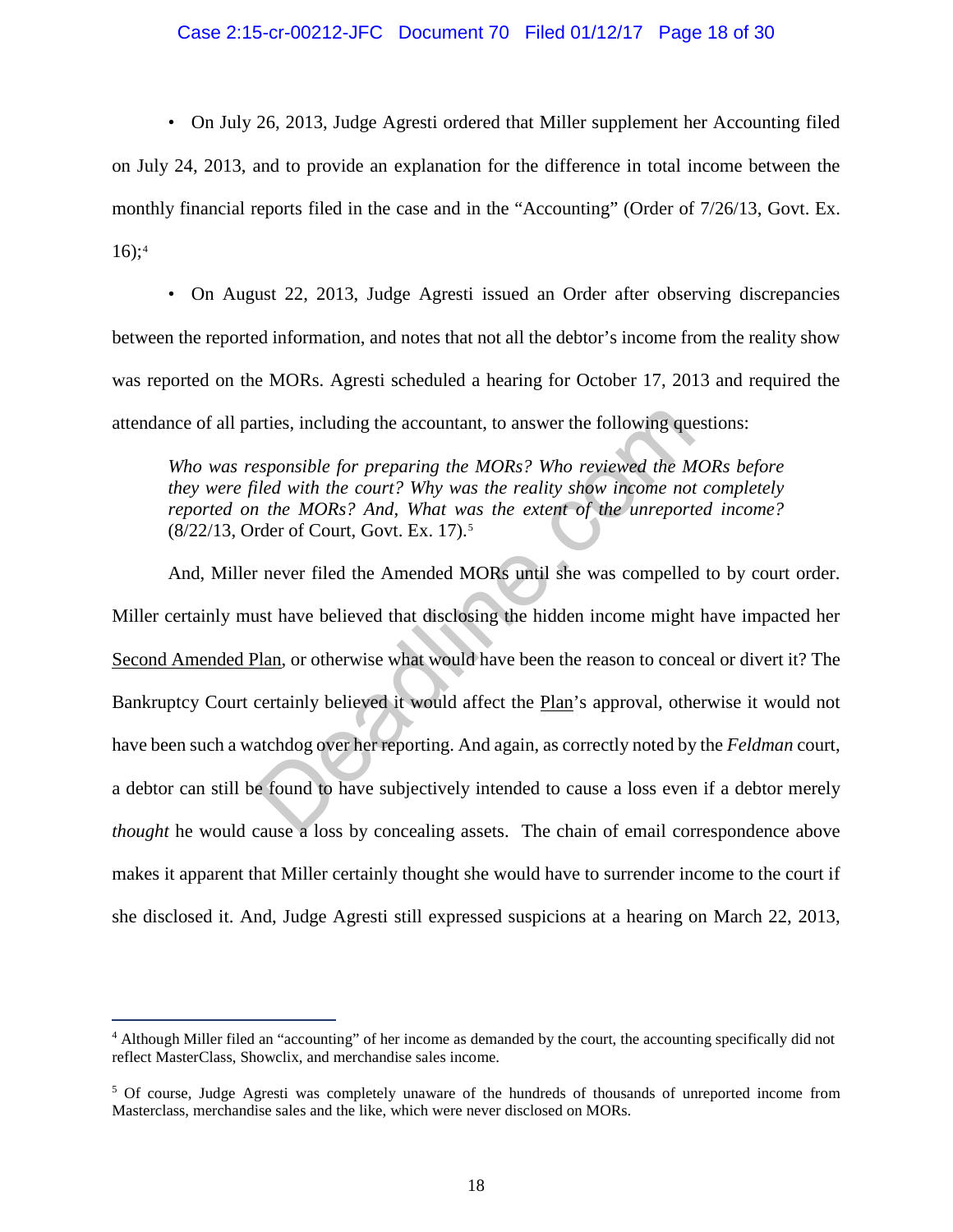• On July 26, 2013, Judge Agresti ordered that Miller supplement her Accounting filed on July 24, 2013, and to provide an explanation for the difference in total income between the monthly financial reports filed in the case and in the "Accounting" (Order of 7/26/13, Govt. Ex. 16);[4]

• On August 22, 2013, Judge Agresti issued an Order after observing discrepancies between the reported information, and notes that not all the debtor's income from the reality show was reported on the MORs. Agresti scheduled a hearing for October 17, 2013 and required the attendance of all parties, including the accountant, to answer the following questions:

> *Who was responsible for preparing the MORs? Who reviewed the MORs before they were filed with the court? Why was the reality show income not completely reported on the MORs? And, What was the extent of the unreported income?* (8/22/13, Order of Court, Govt. Ex. 17).[5]

And, Miller never filed the Amended MORs until she was compelled to by court order. Miller certainly must have believed that disclosing the hidden income might have impacted her Second Amended Plan, or otherwise what would have been the reason to conceal or divert it? The Bankruptcy Court certainly believed it would affect the Plan's approval, otherwise it would not have been such a watchdog over her reporting. And again, as correctly noted by the *Feldman* court, a debtor can still be found to have subjectively intended to cause a loss even if a debtor merely *thought* he would cause a loss by concealing assets. The chain of email correspondence above makes it apparent that Miller certainly thought she would have to surrender income to the court if she disclosed it. And, Judge Agresti still expressed suspicions at a hearing on March 22, 2013,

---

[4] Although Miller filed an "accounting" of her income as demanded by the court, the accounting specifically did not reflect MasterClass, Showclix, and merchandise sales income.

[5] Of course, Judge Agresti was completely unaware of the hundreds of thousands of unreported income from Masterclass, merchandise sales and the like, which were never disclosed on MORs.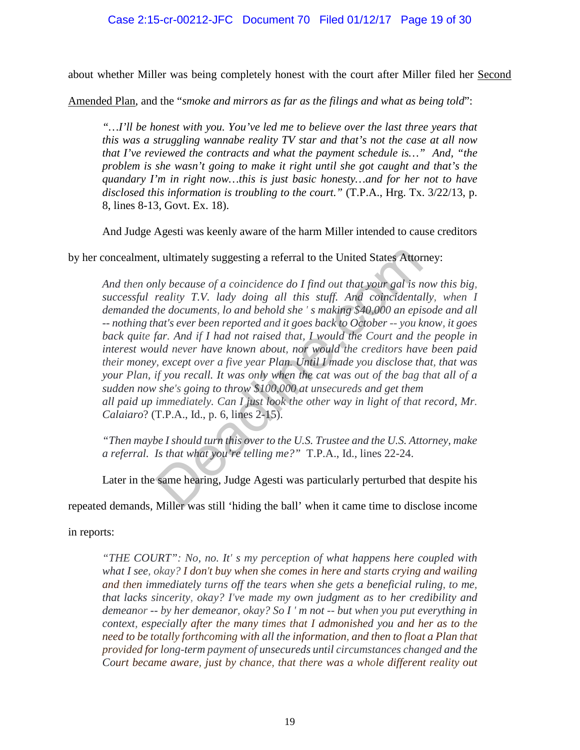about whether Miller was being completely honest with the court after Miller filed her Second Amended Plan, and the "*smoke and mirrors as far as the filings and what as being told*":

> *"…I'll be honest with you. You've led me to believe over the last three years that this was a struggling wannabe reality TV star and that's not the case at all now that I've reviewed the contracts and what the payment schedule is…" And, "the problem is she wasn't going to make it right until she got caught and that's the quandary I'm in right now…this is just basic honesty…and for her not to have disclosed this information is troubling to the court."* (T.P.A., Hrg. Tx. 3/22/13, p. 8, lines 8-13, Govt. Ex. 18).

And Judge Agesti was keenly aware of the harm Miller intended to cause creditors by her concealment, ultimately suggesting a referral to the United States Attorney:

> *And then only because of a coincidence do I find out that your gal is now this big, successful reality T.V. lady doing all this stuff. And coincidentally, when I demanded the documents, lo and behold she ' s making $40,000 an episode and all -- nothing that's ever been reported and it goes back to October -- you know, it goes back quite far. And if I had not raised that, I would the Court and the people in interest would never have known about, nor would the creditors have been paid their money, except over a five year Plan. Until I made you disclose that, that was your Plan, if you recall. It was only when the cat was out of the bag that all of a sudden now she's going to throw $100,000 at unsecureds and get them all paid up immediately. Can I just look the other way in light of that record, Mr. Calaiaro*? (T.P.A., Id., p. 6, lines 2-15).

> *"Then maybe I should turn this over to the U.S. Trustee and the U.S. Attorney, make a referral. Is that what you're telling me?"* T.P.A., Id., lines 22-24.

Later in the same hearing, Judge Agesti was particularly perturbed that despite his repeated demands, Miller was still 'hiding the ball' when it came time to disclose income in reports:

> *"THE COURT": No, no. It' s my perception of what happens here coupled with what I see, okay? I don't buy when she comes in here and starts crying and wailing and then immediately turns off the tears when she gets a beneficial ruling, to me, that lacks sincerity, okay? I've made my own judgment as to her credibility and demeanor -- by her demeanor, okay? So I ' m not -- but when you put everything in context, especially after the many times that I admonished you and her as to the need to be totally forthcoming with all the information, and then to float a Plan that provided for long-term payment of unsecureds until circumstances changed and the Court became aware, just by chance, that there was a whole different reality out*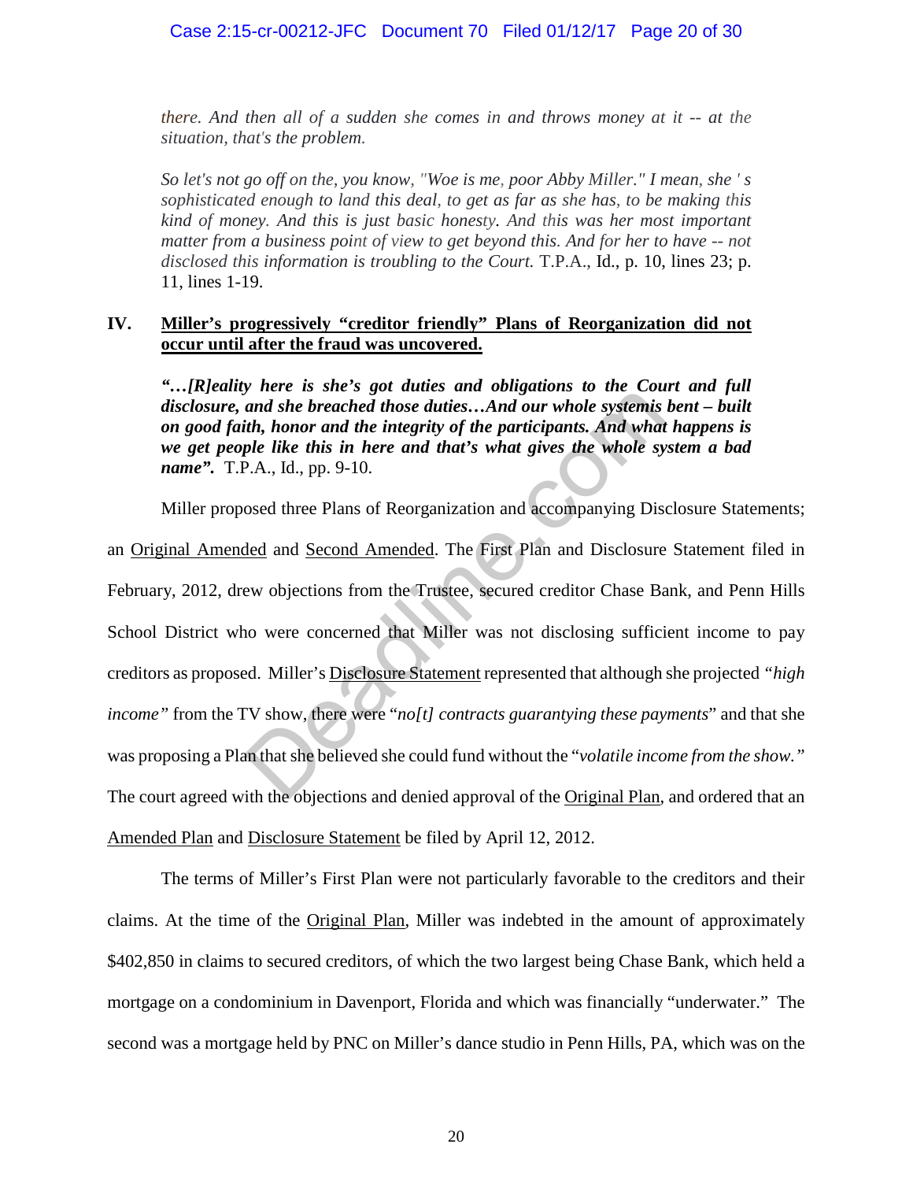*there. And then all of a sudden she comes in and throws money at it -- at the situation, that's the problem.*

*So let's not go off on the, you know, "Woe is me, poor Abby Miller." I mean, she ' s sophisticated enough to land this deal, to get as far as she has, to be making this kind of money. And this is just basic honesty. And this was her most important matter from a business point of view to get beyond this. And for her to have -- not disclosed this information is troubling to the Court.* T.P.A., Id., p. 10, lines 23; p. 11, lines 1-19.

## IV. Miller's progressively "creditor friendly" Plans of Reorganization did not occur until after the fraud was uncovered.

***"…[R]eality here is she's got duties and obligations to the Court and full disclosure, and she breached those duties…And our whole systemis bent – built on good faith, honor and the integrity of the participants. And what happens is we get people like this in here and that's what gives the whole system a bad name".*** T.P.A., Id., pp. 9-10.

Miller proposed three Plans of Reorganization and accompanying Disclosure Statements; an Original Amended and Second Amended. The First Plan and Disclosure Statement filed in February, 2012, drew objections from the Trustee, secured creditor Chase Bank, and Penn Hills School District who were concerned that Miller was not disclosing sufficient income to pay creditors as proposed. Miller's Disclosure Statement represented that although she projected *"high income"* from the TV show, there were "*no[t] contracts guarantying these payments*" and that she was proposing a Plan that she believed she could fund without the "*volatile income from the show."* The court agreed with the objections and denied approval of the Original Plan, and ordered that an Amended Plan and Disclosure Statement be filed by April 12, 2012.

The terms of Miller's First Plan were not particularly favorable to the creditors and their claims. At the time of the Original Plan, Miller was indebted in the amount of approximately $402,850 in claims to secured creditors, of which the two largest being Chase Bank, which held a mortgage on a condominium in Davenport, Florida and which was financially "underwater." The second was a mortgage held by PNC on Miller's dance studio in Penn Hills, PA, which was on the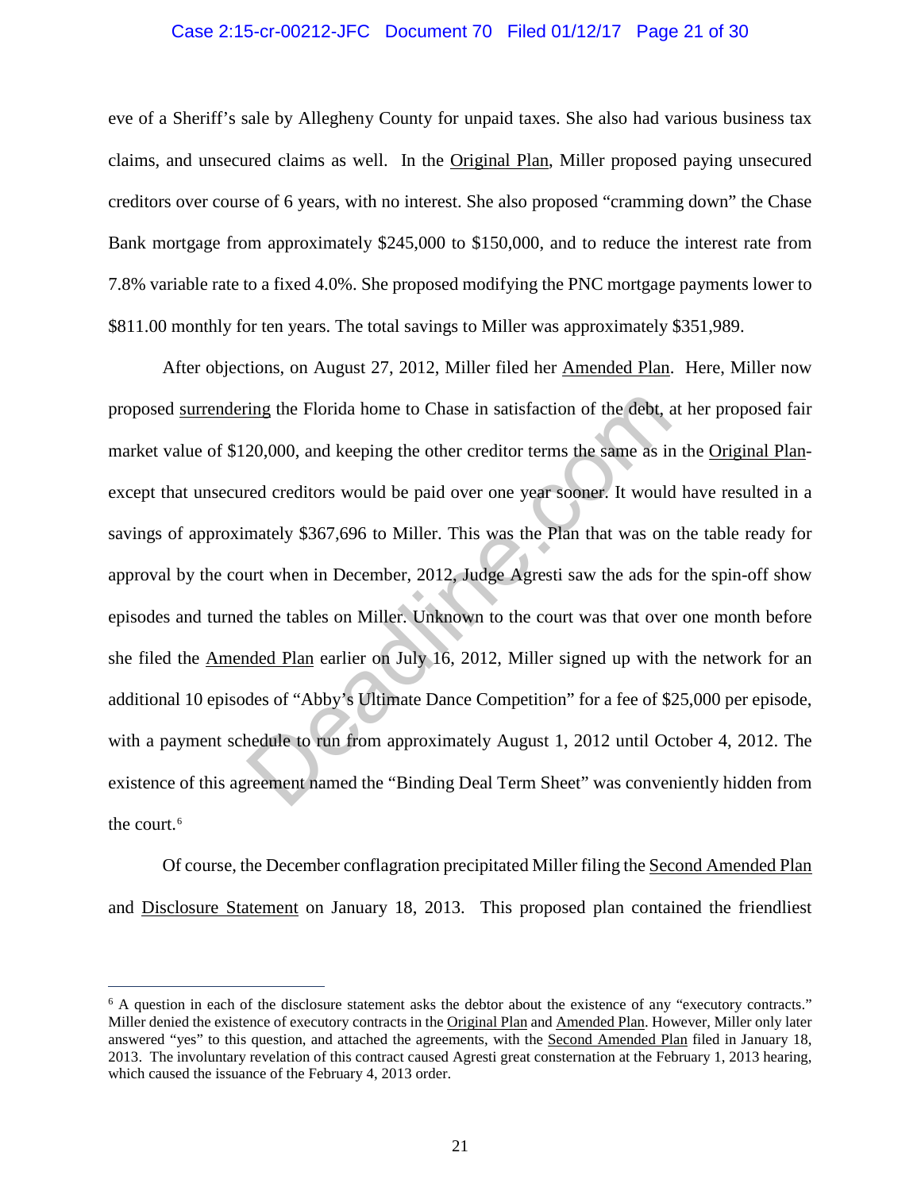eve of a Sheriff's sale by Allegheny County for unpaid taxes. She also had various business tax claims, and unsecured claims as well. In the Original Plan, Miller proposed paying unsecured creditors over course of 6 years, with no interest. She also proposed "cramming down" the Chase Bank mortgage from approximately $245,000 to $150,000, and to reduce the interest rate from 7.8% variable rate to a fixed 4.0%. She proposed modifying the PNC mortgage payments lower to $811.00 monthly for ten years. The total savings to Miller was approximately $351,989.

After objections, on August 27, 2012, Miller filed her Amended Plan. Here, Miller now proposed surrendering the Florida home to Chase in satisfaction of the debt, at her proposed fair market value of $120,000, and keeping the other creditor terms the same as in the Original Plan- except that unsecured creditors would be paid over one year sooner. It would have resulted in a savings of approximately $367,696 to Miller. This was the Plan that was on the table ready for approval by the court when in December, 2012, Judge Agresti saw the ads for the spin-off show episodes and turned the tables on Miller. Unknown to the court was that over one month before she filed the Amended Plan earlier on July 16, 2012, Miller signed up with the network for an additional 10 episodes of "Abby's Ultimate Dance Competition" for a fee of $25,000 per episode, with a payment schedule to run from approximately August 1, 2012 until October 4, 2012. The existence of this agreement named the "Binding Deal Term Sheet" was conveniently hidden from the court.[6]

Of course, the December conflagration precipitated Miller filing the Second Amended Plan and Disclosure Statement on January 18, 2013. This proposed plan contained the friendliest

---

[6] A question in each of the disclosure statement asks the debtor about the existence of any "executory contracts." Miller denied the existence of executory contracts in the Original Plan and Amended Plan. However, Miller only later answered "yes" to this question, and attached the agreements, with the Second Amended Plan filed in January 18, 2013. The involuntary revelation of this contract caused Agresti great consternation at the February 1, 2013 hearing, which caused the issuance of the February 4, 2013 order.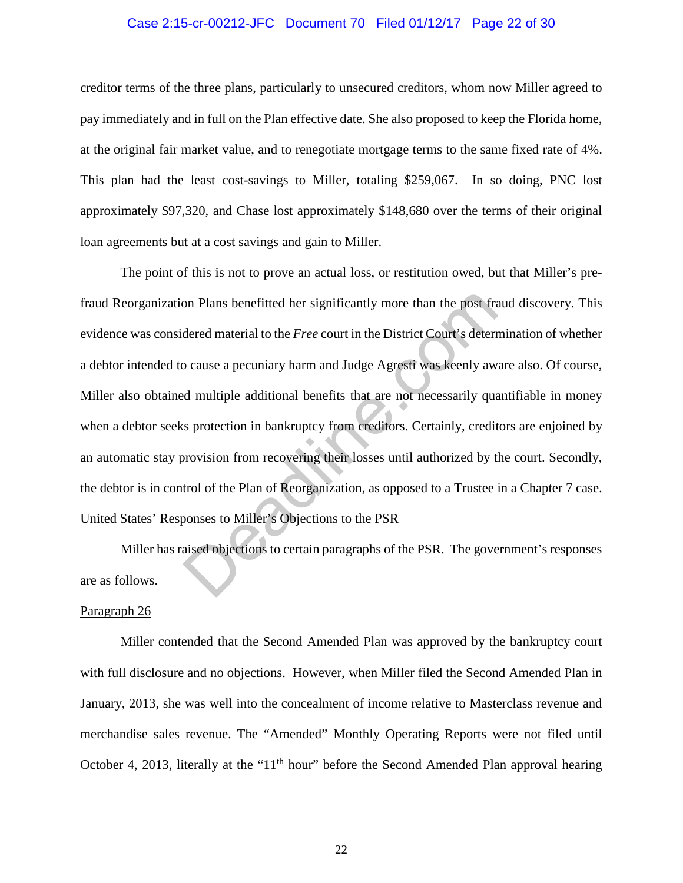creditor terms of the three plans, particularly to unsecured creditors, whom now Miller agreed to pay immediately and in full on the Plan effective date. She also proposed to keep the Florida home, at the original fair market value, and to renegotiate mortgage terms to the same fixed rate of 4%. This plan had the least cost-savings to Miller, totaling $259,067. In so doing, PNC lost approximately $97,320, and Chase lost approximately $148,680 over the terms of their original loan agreements but at a cost savings and gain to Miller.

The point of this is not to prove an actual loss, or restitution owed, but that Miller's pre-fraud Reorganization Plans benefitted her significantly more than the post fraud discovery. This evidence was considered material to the *Free* court in the District Court's determination of whether a debtor intended to cause a pecuniary harm and Judge Agresti was keenly aware also. Of course, Miller also obtained multiple additional benefits that are not necessarily quantifiable in money when a debtor seeks protection in bankruptcy from creditors. Certainly, creditors are enjoined by an automatic stay provision from recovering their losses until authorized by the court. Secondly, the debtor is in control of the Plan of Reorganization, as opposed to a Trustee in a Chapter 7 case.

<u>United States' Responses to Miller's Objections to the PSR</u>

Miller has raised objections to certain paragraphs of the PSR. The government's responses are as follows.

<u>Paragraph 26</u>

Miller contended that the <u>Second Amended Plan</u> was approved by the bankruptcy court with full disclosure and no objections. However, when Miller filed the <u>Second Amended Plan</u> in January, 2013, she was well into the concealment of income relative to Masterclass revenue and merchandise sales revenue. The "Amended" Monthly Operating Reports were not filed until October 4, 2013, literally at the "11th hour" before the <u>Second Amended Plan</u> approval hearing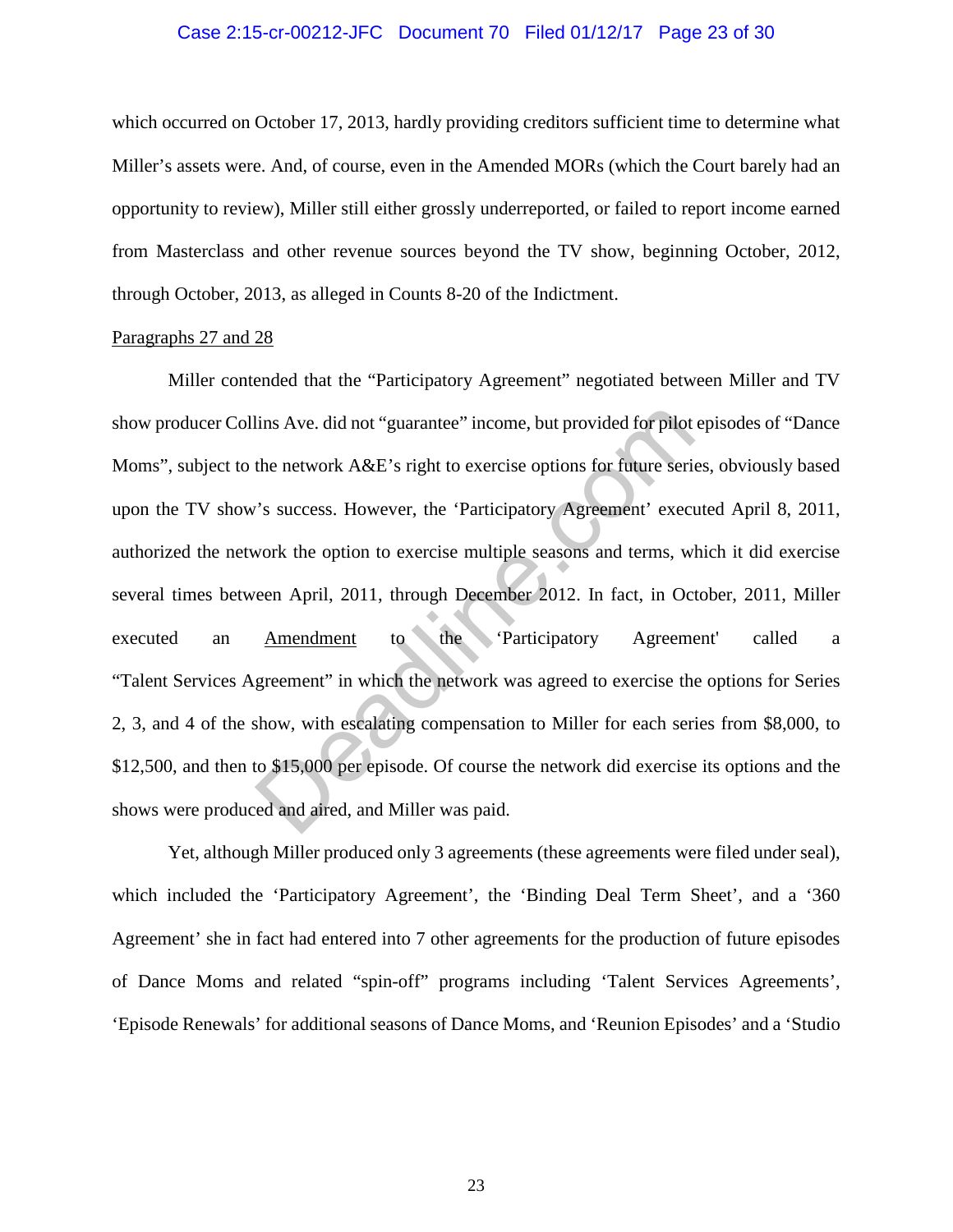which occurred on October 17, 2013, hardly providing creditors sufficient time to determine what Miller's assets were. And, of course, even in the Amended MORs (which the Court barely had an opportunity to review), Miller still either grossly underreported, or failed to report income earned from Masterclass and other revenue sources beyond the TV show, beginning October, 2012, through October, 2013, as alleged in Counts 8-20 of the Indictment.

<u>Paragraphs 27 and 28</u>

Miller contended that the "Participatory Agreement" negotiated between Miller and TV show producer Collins Ave. did not "guarantee" income, but provided for pilot episodes of "Dance Moms", subject to the network A&E's right to exercise options for future series, obviously based upon the TV show's success. However, the 'Participatory Agreement' executed April 8, 2011, authorized the network the option to exercise multiple seasons and terms, which it did exercise several times between April, 2011, through December 2012. In fact, in October, 2011, Miller executed an <u>Amendment</u> to the 'Participatory Agreement' called a "Talent Services Agreement" in which the network was agreed to exercise the options for Series 2, 3, and 4 of the show, with escalating compensation to Miller for each series from \$8,000, to \$12,500, and then to \$15,000 per episode. Of course the network did exercise its options and the shows were produced and aired, and Miller was paid.

Yet, although Miller produced only 3 agreements (these agreements were filed under seal), which included the 'Participatory Agreement', the 'Binding Deal Term Sheet', and a '360 Agreement' she in fact had entered into 7 other agreements for the production of future episodes of Dance Moms and related "spin-off" programs including 'Talent Services Agreements', 'Episode Renewals' for additional seasons of Dance Moms, and 'Reunion Episodes' and a 'Studio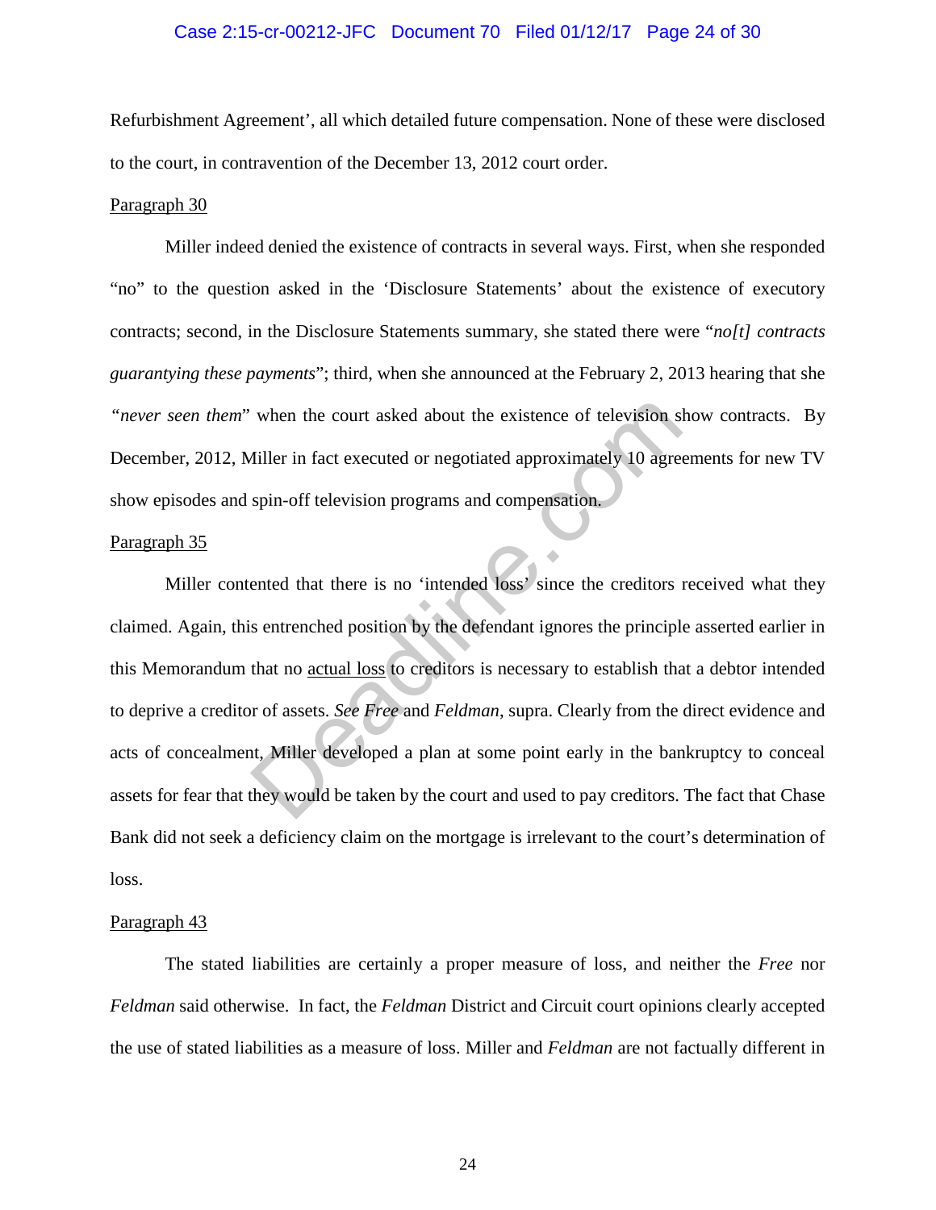Refurbishment Agreement', all which detailed future compensation. None of these were disclosed to the court, in contravention of the December 13, 2012 court order.

<u>Paragraph 30</u>

Miller indeed denied the existence of contracts in several ways. First, when she responded "no" to the question asked in the 'Disclosure Statements' about the existence of executory contracts; second, in the Disclosure Statements summary, she stated there were "*no[t] contracts guarantying these payments*"; third, when she announced at the February 2, 2013 hearing that she "*never seen them*" when the court asked about the existence of television show contracts. By December, 2012, Miller in fact executed or negotiated approximately 10 agreements for new TV show episodes and spin-off television programs and compensation.

<u>Paragraph 35</u>

Miller contented that there is no 'intended loss' since the creditors received what they claimed. Again, this entrenched position by the defendant ignores the principle asserted earlier in this Memorandum that no <u>actual loss</u> to creditors is necessary to establish that a debtor intended to deprive a creditor of assets. *See Free* and *Feldman*, supra. Clearly from the direct evidence and acts of concealment, Miller developed a plan at some point early in the bankruptcy to conceal assets for fear that they would be taken by the court and used to pay creditors. The fact that Chase Bank did not seek a deficiency claim on the mortgage is irrelevant to the court's determination of loss.

<u>Paragraph 43</u>

The stated liabilities are certainly a proper measure of loss, and neither the *Free* nor *Feldman* said otherwise. In fact, the *Feldman* District and Circuit court opinions clearly accepted the use of stated liabilities as a measure of loss. Miller and *Feldman* are not factually different in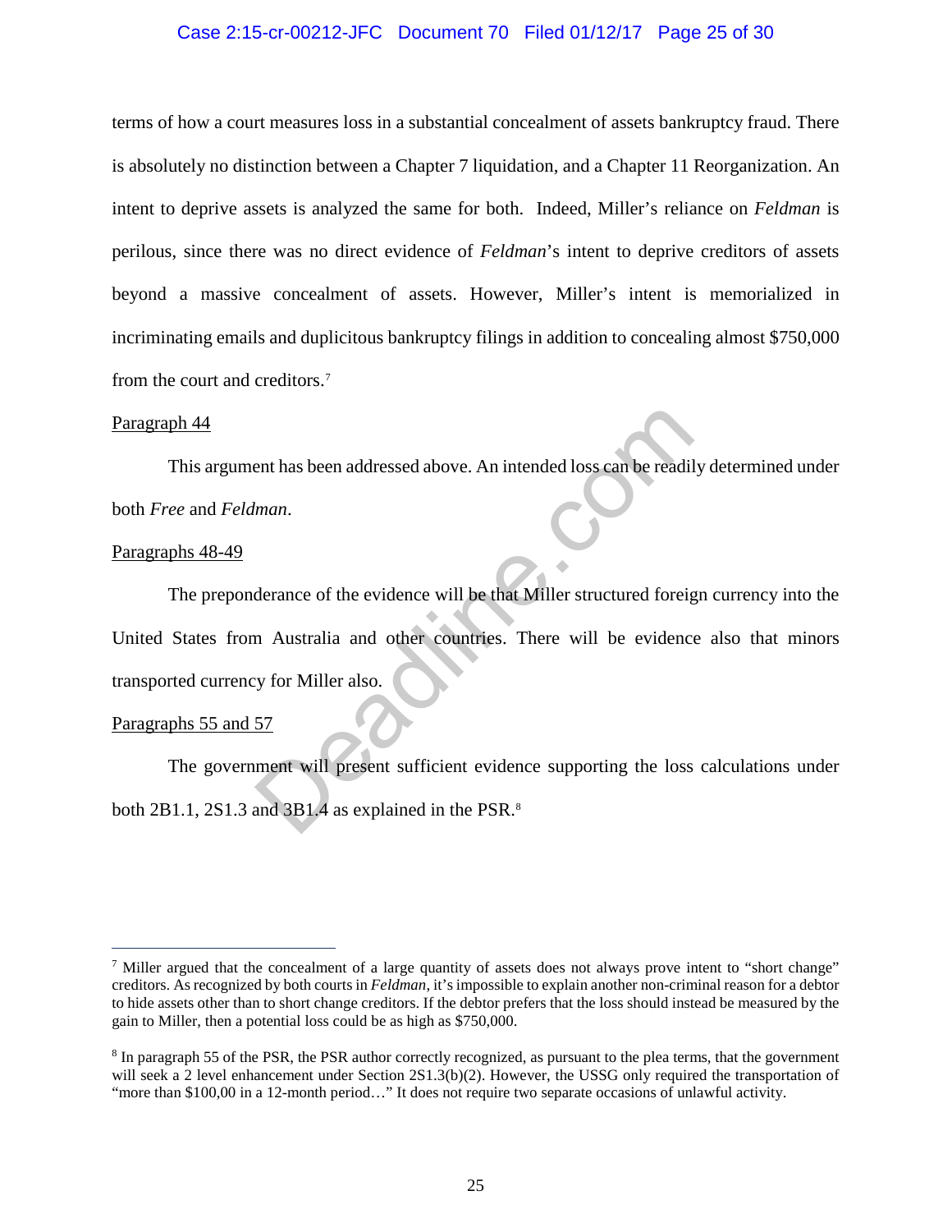terms of how a court measures loss in a substantial concealment of assets bankruptcy fraud. There is absolutely no distinction between a Chapter 7 liquidation, and a Chapter 11 Reorganization. An intent to deprive assets is analyzed the same for both. Indeed, Miller's reliance on *Feldman* is perilous, since there was no direct evidence of *Feldman*'s intent to deprive creditors of assets beyond a massive concealment of assets. However, Miller's intent is memorialized in incriminating emails and duplicitous bankruptcy filings in addition to concealing almost $750,000 from the court and creditors.[7]

<u>Paragraph 44</u>

This argument has been addressed above. An intended loss can be readily determined under both *Free* and *Feldman*.

<u>Paragraphs 48-49</u>

The preponderance of the evidence will be that Miller structured foreign currency into the United States from Australia and other countries. There will be evidence also that minors transported currency for Miller also.

<u>Paragraphs 55 and 57</u>

The government will present sufficient evidence supporting the loss calculations under both 2B1.1, 2S1.3 and 3B1.4 as explained in the PSR.[8]

---

[7] Miller argued that the concealment of a large quantity of assets does not always prove intent to "short change" creditors. As recognized by both courts in *Feldman*, it's impossible to explain another non-criminal reason for a debtor to hide assets other than to short change creditors. If the debtor prefers that the loss should instead be measured by the gain to Miller, then a potential loss could be as high as $750,000.

[8] In paragraph 55 of the PSR, the PSR author correctly recognized, as pursuant to the plea terms, that the government will seek a 2 level enhancement under Section 2S1.3(b)(2). However, the USSG only required the transportation of "more than $100,00 in a 12-month period…" It does not require two separate occasions of unlawful activity.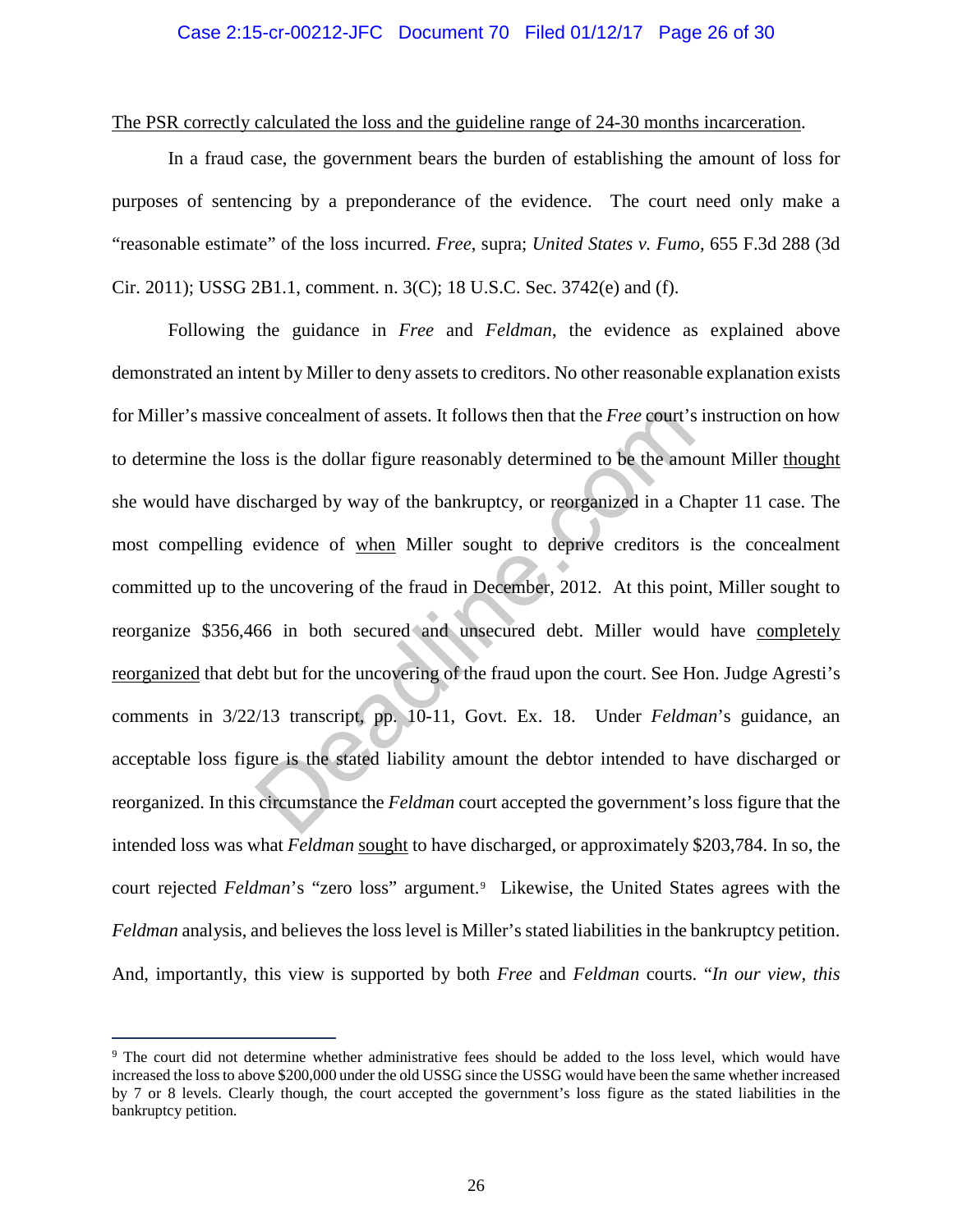<u>The PSR correctly calculated the loss and the guideline range of 24-30 months incarceration</u>.

In a fraud case, the government bears the burden of establishing the amount of loss for purposes of sentencing by a preponderance of the evidence. The court need only make a "reasonable estimate" of the loss incurred. *Free*, supra; *United States v. Fumo*, 655 F.3d 288 (3d Cir. 2011); USSG 2B1.1, comment. n. 3(C); 18 U.S.C. Sec. 3742(e) and (f).

Following the guidance in *Free* and *Feldman*, the evidence as explained above demonstrated an intent by Miller to deny assets to creditors. No other reasonable explanation exists for Miller's massive concealment of assets. It follows then that the *Free* court's instruction on how to determine the loss is the dollar figure reasonably determined to be the amount Miller <u>thought</u> she would have discharged by way of the bankruptcy, or reorganized in a Chapter 11 case. The most compelling evidence of <u>when</u> Miller sought to deprive creditors is the concealment committed up to the uncovering of the fraud in December, 2012. At this point, Miller sought to reorganize $356,466 in both secured and unsecured debt. Miller would have <u>completely reorganized</u> that debt but for the uncovering of the fraud upon the court. See Hon. Judge Agresti's comments in 3/22/13 transcript, pp. 10-11, Govt. Ex. 18. Under *Feldman*'s guidance, an acceptable loss figure is the stated liability amount the debtor intended to have discharged or reorganized. In this circumstance the *Feldman* court accepted the government's loss figure that the intended loss was what *Feldman* <u>sought</u> to have discharged, or approximately $203,784. In so, the court rejected *Feldman*'s "zero loss" argument.[9] Likewise, the United States agrees with the *Feldman* analysis, and believes the loss level is Miller's stated liabilities in the bankruptcy petition. And, importantly, this view is supported by both *Free* and *Feldman* courts. "*In our view, this*

---

[9] The court did not determine whether administrative fees should be added to the loss level, which would have increased the loss to above $200,000 under the old USSG since the USSG would have been the same whether increased by 7 or 8 levels. Clearly though, the court accepted the government's loss figure as the stated liabilities in the bankruptcy petition.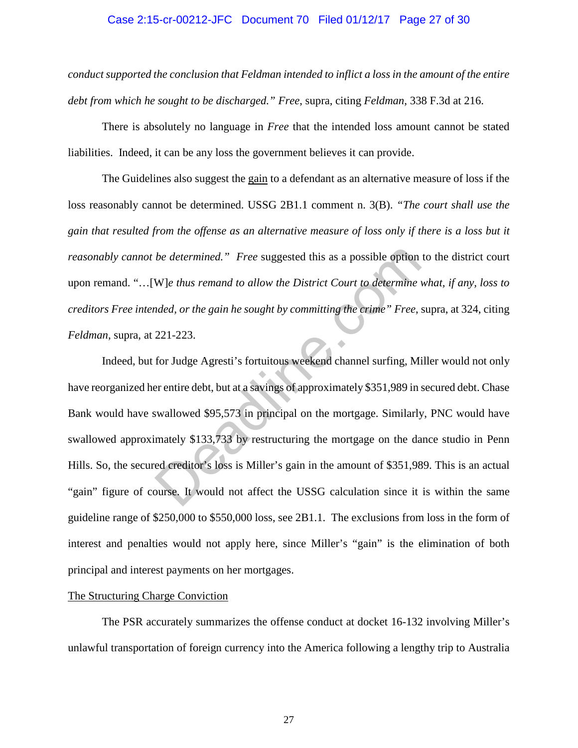*conduct supported the conclusion that Feldman intended to inflict a loss in the amount of the entire debt from which he sought to be discharged." Free*, supra, citing *Feldman*, 338 F.3d at 216.

There is absolutely no language in *Free* that the intended loss amount cannot be stated liabilities. Indeed, it can be any loss the government believes it can provide.

The Guidelines also suggest the gain to a defendant as an alternative measure of loss if the loss reasonably cannot be determined. USSG 2B1.1 comment n. 3(B). *"The court shall use the gain that resulted from the offense as an alternative measure of loss only if there is a loss but it reasonably cannot be determined." Free* suggested this as a possible option to the district court upon remand. "…[W]*e thus remand to allow the District Court to determine what, if any, loss to creditors Free intended, or the gain he sought by committing the crime" Free*, supra, at 324, citing *Feldman*, supra, at 221-223.

Indeed, but for Judge Agresti's fortuitous weekend channel surfing, Miller would not only have reorganized her entire debt, but at a savings of approximately $351,989 in secured debt. Chase Bank would have swallowed $95,573 in principal on the mortgage. Similarly, PNC would have swallowed approximately $133,733 by restructuring the mortgage on the dance studio in Penn Hills. So, the secured creditor's loss is Miller's gain in the amount of $351,989. This is an actual "gain" figure of course. It would not affect the USSG calculation since it is within the same guideline range of $250,000 to $550,000 loss, see 2B1.1. The exclusions from loss in the form of interest and penalties would not apply here, since Miller's "gain" is the elimination of both principal and interest payments on her mortgages.

The Structuring Charge Conviction

The PSR accurately summarizes the offense conduct at docket 16-132 involving Miller's unlawful transportation of foreign currency into the America following a lengthy trip to Australia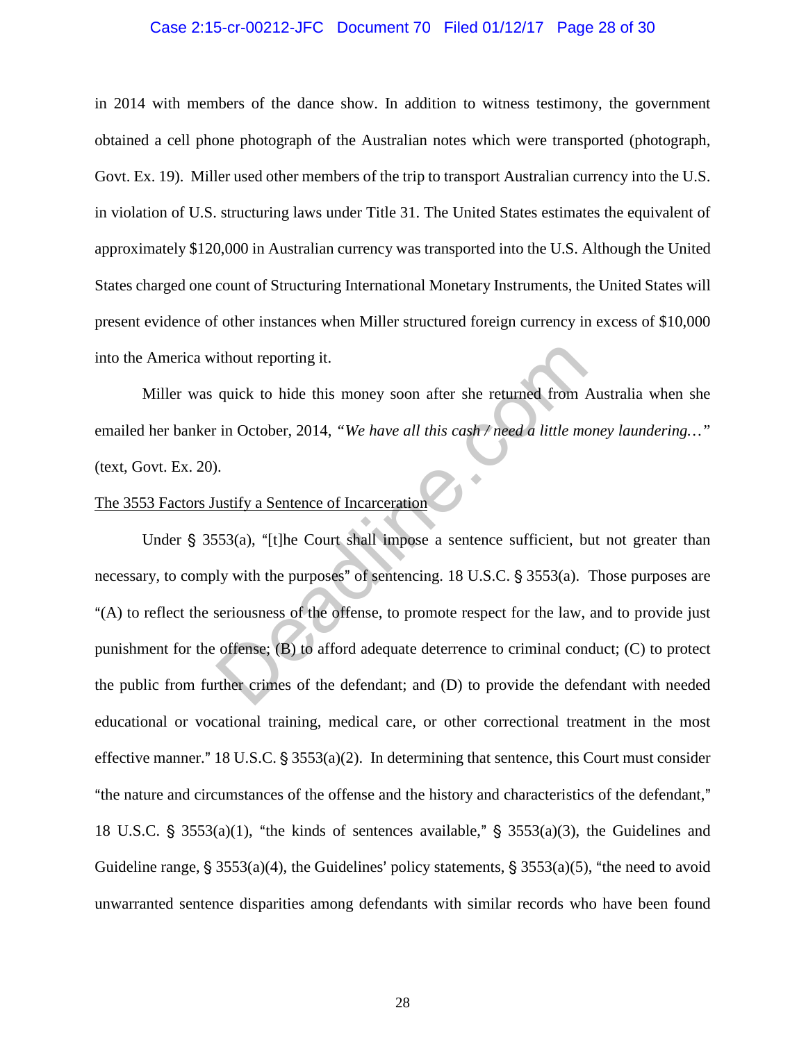in 2014 with members of the dance show. In addition to witness testimony, the government obtained a cell phone photograph of the Australian notes which were transported (photograph, Govt. Ex. 19). Miller used other members of the trip to transport Australian currency into the U.S. in violation of U.S. structuring laws under Title 31. The United States estimates the equivalent of approximately $120,000 in Australian currency was transported into the U.S. Although the United States charged one count of Structuring International Monetary Instruments, the United States will present evidence of other instances when Miller structured foreign currency in excess of $10,000 into the America without reporting it.

Miller was quick to hide this money soon after she returned from Australia when she emailed her banker in October, 2014, *"We have all this cash / need a little money laundering…"* (text, Govt. Ex. 20).

<u>The 3553 Factors Justify a Sentence of Incarceration</u>

Under § 3553(a), "[t]he Court shall impose a sentence sufficient, but not greater than necessary, to comply with the purposes" of sentencing. 18 U.S.C. § 3553(a). Those purposes are "(A) to reflect the seriousness of the offense, to promote respect for the law, and to provide just punishment for the offense; (B) to afford adequate deterrence to criminal conduct; (C) to protect the public from further crimes of the defendant; and (D) to provide the defendant with needed educational or vocational training, medical care, or other correctional treatment in the most effective manner." 18 U.S.C. § 3553(a)(2). In determining that sentence, this Court must consider "the nature and circumstances of the offense and the history and characteristics of the defendant," 18 U.S.C. § 3553(a)(1), "the kinds of sentences available," § 3553(a)(3), the Guidelines and Guideline range, § 3553(a)(4), the Guidelines' policy statements, § 3553(a)(5), "the need to avoid unwarranted sentence disparities among defendants with similar records who have been found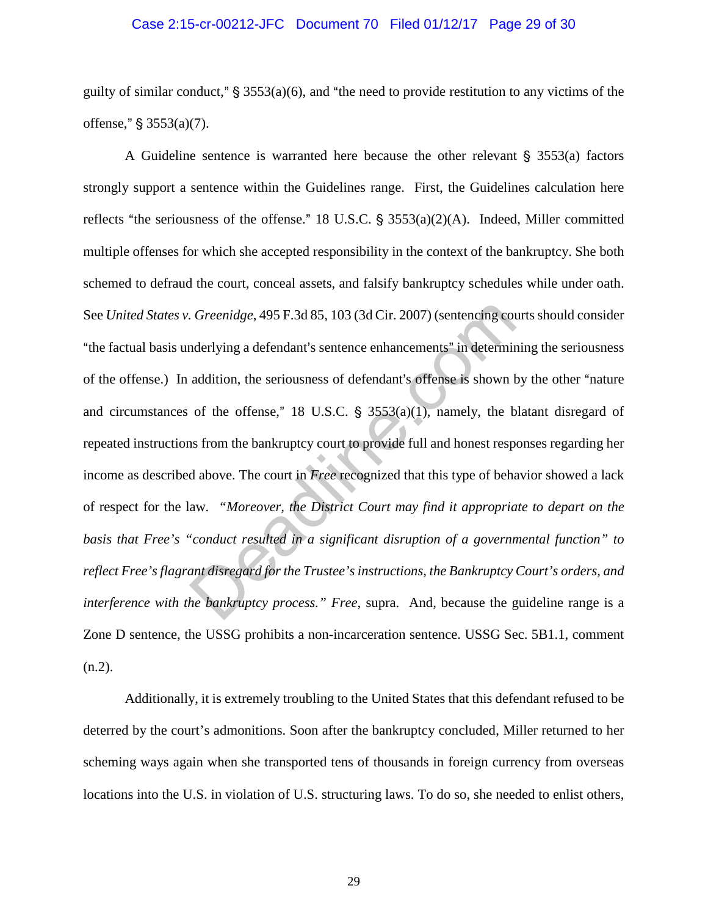guilty of similar conduct," § 3553(a)(6), and "the need to provide restitution to any victims of the offense," § 3553(a)(7).

A Guideline sentence is warranted here because the other relevant § 3553(a) factors strongly support a sentence within the Guidelines range. First, the Guidelines calculation here reflects "the seriousness of the offense." 18 U.S.C. § 3553(a)(2)(A). Indeed, Miller committed multiple offenses for which she accepted responsibility in the context of the bankruptcy. She both schemed to defraud the court, conceal assets, and falsify bankruptcy schedules while under oath. See *United States v. Greenidge*, 495 F.3d 85, 103 (3d Cir. 2007) (sentencing courts should consider "the factual basis underlying a defendant's sentence enhancements" in determining the seriousness of the offense.) In addition, the seriousness of defendant's offense is shown by the other "nature and circumstances of the offense," 18 U.S.C. § 3553(a)(1), namely, the blatant disregard of repeated instructions from the bankruptcy court to provide full and honest responses regarding her income as described above. The court in *Free* recognized that this type of behavior showed a lack of respect for the law. *"Moreover, the District Court may find it appropriate to depart on the basis that Free's "conduct resulted in a significant disruption of a governmental function" to reflect Free's flagrant disregard for the Trustee's instructions, the Bankruptcy Court's orders, and interference with the bankruptcy process." Free,* supra. And, because the guideline range is a Zone D sentence, the USSG prohibits a non-incarceration sentence. USSG Sec. 5B1.1, comment (n.2).

Additionally, it is extremely troubling to the United States that this defendant refused to be deterred by the court's admonitions. Soon after the bankruptcy concluded, Miller returned to her scheming ways again when she transported tens of thousands in foreign currency from overseas locations into the U.S. in violation of U.S. structuring laws. To do so, she needed to enlist others,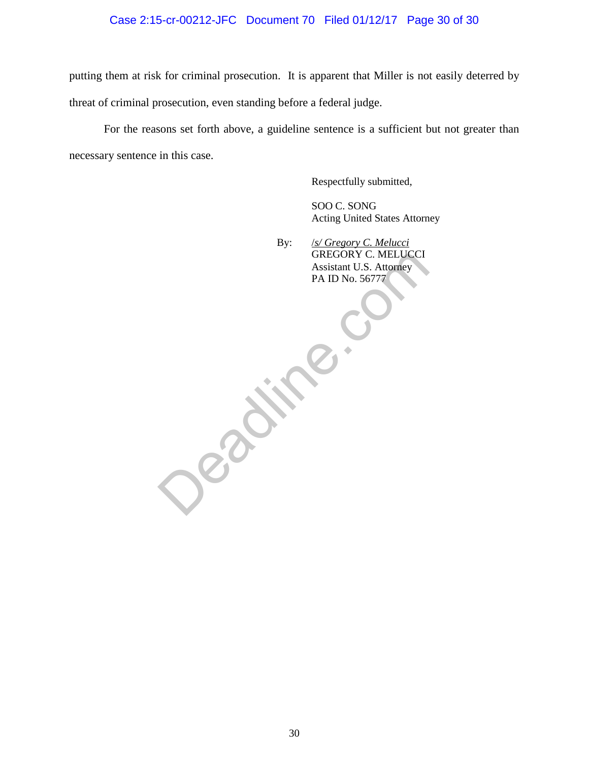putting them at risk for criminal prosecution. It is apparent that Miller is not easily deterred by threat of criminal prosecution, even standing before a federal judge.

For the reasons set forth above, a guideline sentence is a sufficient but not greater than necessary sentence in this case.

Respectfully submitted,

SOO C. SONG
Acting United States Attorney

By: /s/ *Gregory C. Melucci*
GREGORY C. MELUCCI
Assistant U.S. Attorney
PA ID No. 56777